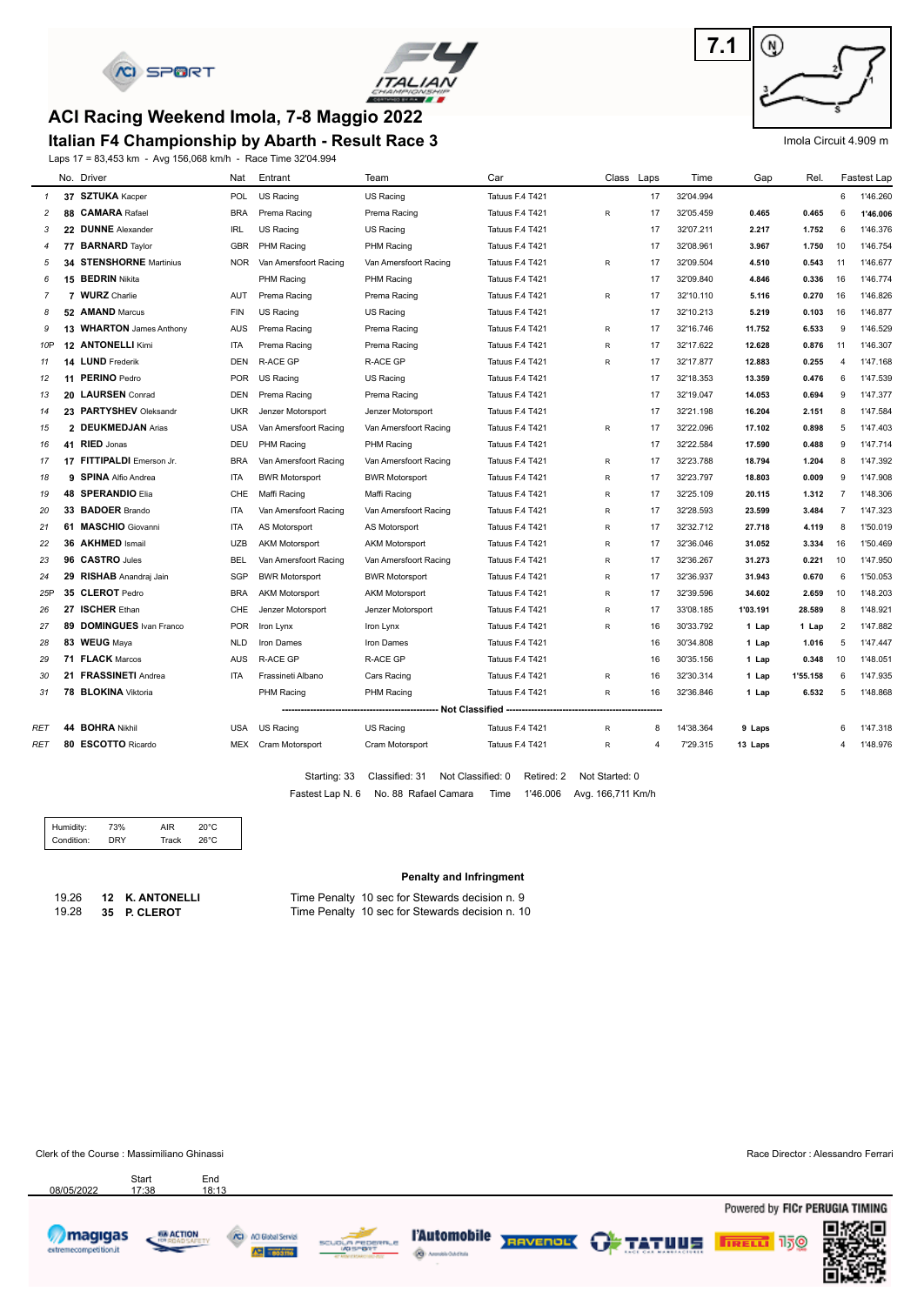7.1

# ACI Racing Weekend Imola, 7-8 Maggio 2022

## Italian F4 Championship by Abarth - Result Race 3

Imola Circuit 4.909 m

Laps 17 = 83,453 km - Avg 156,068 km/h - Race Time 32'04.994

| | No. | Driver | Nat | Entrant | Team | Car | Class | Laps | Time | Gap | Rel. | Fastest Lap | |
|---|---|---|---|---|---|---|---|---|---|---|---|---|---|
| 1 | 37 | **SZTUKA** Kacper | POL | US Racing | US Racing | Tatuus F.4 T421 | | 17 | 32'04.994 | | | 6 | 1'46.260 |
| 2 | 88 | **CAMARA** Rafael | BRA | Prema Racing | Prema Racing | Tatuus F.4 T421 | R | 17 | 32'05.459 | 0.465 | 0.465 | 6 | **1'46.006** |
| 3 | 22 | **DUNNE** Alexander | IRL | US Racing | US Racing | Tatuus F.4 T421 | | 17 | 32'07.211 | 2.217 | 1.752 | 6 | 1'46.376 |
| 4 | 77 | **BARNARD** Taylor | GBR | PHM Racing | PHM Racing | Tatuus F.4 T421 | | 17 | 32'08.961 | 3.967 | 1.750 | 10 | 1'46.754 |
| 5 | 34 | **STENSHORNE** Martinius | NOR | Van Amersfoort Racing | Van Amersfoort Racing | Tatuus F.4 T421 | R | 17 | 32'09.504 | 4.510 | 0.543 | 11 | 1'46.677 |
| 6 | 15 | **BEDRIN** Nikita | | PHM Racing | PHM Racing | Tatuus F.4 T421 | | 17 | 32'09.840 | 4.846 | 0.336 | 16 | 1'46.774 |
| 7 | 7 | **WURZ** Charlie | AUT | Prema Racing | Prema Racing | Tatuus F.4 T421 | R | 17 | 32'10.110 | 5.116 | 0.270 | 16 | 1'46.826 |
| 8 | 52 | **AMAND** Marcus | FIN | US Racing | US Racing | Tatuus F.4 T421 | | 17 | 32'10.213 | 5.219 | 0.103 | 16 | 1'46.877 |
| 9 | 13 | **WHARTON** James Anthony | AUS | Prema Racing | Prema Racing | Tatuus F.4 T421 | R | 17 | 32'16.746 | 11.752 | 6.533 | 9 | 1'46.529 |
| 10P | 12 | **ANTONELLI** Kimi | ITA | Prema Racing | Prema Racing | Tatuus F.4 T421 | R | 17 | 32'17.622 | 12.628 | 0.876 | 11 | 1'46.307 |
| 11 | 14 | **LUND** Frederik | DEN | R-ACE GP | R-ACE GP | Tatuus F.4 T421 | R | 17 | 32'17.877 | 12.883 | 0.255 | 4 | 1'47.168 |
| 12 | 11 | **PERINO** Pedro | POR | US Racing | US Racing | Tatuus F.4 T421 | | 17 | 32'18.353 | 13.359 | 0.476 | 6 | 1'47.539 |
| 13 | 20 | **LAURSEN** Conrad | DEN | Prema Racing | Prema Racing | Tatuus F.4 T421 | | 17 | 32'19.047 | 14.053 | 0.694 | 9 | 1'47.377 |
| 14 | 23 | **PARTYSHEV** Oleksandr | UKR | Jenzer Motorsport | Jenzer Motorsport | Tatuus F.4 T421 | | 17 | 32'21.198 | 16.204 | 2.151 | 8 | 1'47.584 |
| 15 | 2 | **DEUKMEDJAN** Arias | USA | Van Amersfoort Racing | Van Amersfoort Racing | Tatuus F.4 T421 | R | 17 | 32'22.096 | 17.102 | 0.898 | 5 | 1'47.403 |
| 16 | 41 | **RIED** Jonas | DEU | PHM Racing | PHM Racing | Tatuus F.4 T421 | | 17 | 32'22.584 | 17.590 | 0.488 | 9 | 1'47.714 |
| 17 | 17 | **FITTIPALDI** Emerson Jr. | BRA | Van Amersfoort Racing | Van Amersfoort Racing | Tatuus F.4 T421 | R | 17 | 32'23.788 | 18.794 | 1.204 | 8 | 1'47.392 |
| 18 | 9 | **SPINA** Alfio Andrea | ITA | BWR Motorsport | BWR Motorsport | Tatuus F.4 T421 | R | 17 | 32'23.797 | 18.803 | 0.009 | 9 | 1'47.908 |
| 19 | 48 | **SPERANDIO** Elia | CHE | Maffi Racing | Maffi Racing | Tatuus F.4 T421 | R | 17 | 32'25.109 | 20.115 | 1.312 | 7 | 1'48.306 |
| 20 | 33 | **BADOER** Brando | ITA | Van Amersfoort Racing | Van Amersfoort Racing | Tatuus F.4 T421 | R | 17 | 32'28.593 | 23.599 | 3.484 | 7 | 1'47.323 |
| 21 | 61 | **MASCHIO** Giovanni | ITA | AS Motorsport | AS Motorsport | Tatuus F.4 T421 | R | 17 | 32'32.712 | 27.718 | 4.119 | 8 | 1'50.019 |
| 22 | 36 | **AKHMED** Ismail | UZB | AKM Motorsport | AKM Motorsport | Tatuus F.4 T421 | R | 17 | 32'36.046 | 31.052 | 3.334 | 16 | 1'50.469 |
| 23 | 96 | **CASTRO** Jules | BEL | Van Amersfoort Racing | Van Amersfoort Racing | Tatuus F.4 T421 | R | 17 | 32'36.267 | 31.273 | 0.221 | 10 | 1'47.950 |
| 24 | 29 | **RISHAB** Anandraj Jain | SGP | BWR Motorsport | BWR Motorsport | Tatuus F.4 T421 | R | 17 | 32'36.937 | 31.943 | 0.670 | 6 | 1'50.053 |
| 25P | 35 | **CLEROT** Pedro | BRA | AKM Motorsport | AKM Motorsport | Tatuus F.4 T421 | R | 17 | 32'39.596 | 34.602 | 2.659 | 10 | 1'48.203 |
| 26 | 27 | **ISCHER** Ethan | CHE | Jenzer Motorsport | Jenzer Motorsport | Tatuus F.4 T421 | R | 17 | 33'08.185 | 1'03.191 | 28.589 | 8 | 1'48.921 |
| 27 | 89 | **DOMINGUES** Ivan Franco | POR | Iron Lynx | Iron Lynx | Tatuus F.4 T421 | R | 16 | 30'33.792 | 1 Lap | 1 Lap | 2 | 1'47.882 |
| 28 | 83 | **WEUG** Maya | NLD | Iron Dames | Iron Dames | Tatuus F.4 T421 | | 16 | 30'34.808 | 1 Lap | 1.016 | 5 | 1'47.447 |
| 29 | 71 | **FLACK** Marcos | AUS | R-ACE GP | R-ACE GP | Tatuus F.4 T421 | | 16 | 30'35.156 | 1 Lap | 0.348 | 10 | 1'48.051 |
| 30 | 21 | **FRASSINETI** Andrea | ITA | Frassineti Albano | Cars Racing | Tatuus F.4 T421 | R | 16 | 32'30.314 | 1 Lap | 1'55.158 | 6 | 1'47.935 |
| 31 | 78 | **BLOKINA** Viktoria | | PHM Racing | PHM Racing | Tatuus F.4 T421 | R | 16 | 32'36.846 | 1 Lap | 6.532 | 5 | 1'48.868 |
| | | | | | **Not Classified** | | | | | | | | |
| RET | 44 | **BOHRA** Nikhil | USA | US Racing | US Racing | Tatuus F.4 T421 | R | 8 | 14'38.364 | 9 Laps | | 6 | 1'47.318 |
| RET | 80 | **ESCOTTO** Ricardo | MEX | Cram Motorsport | Cram Motorsport | Tatuus F.4 T421 | R | 4 | 7'29.315 | 13 Laps | | 4 | 1'48.976 |

Starting: 33 Classified: 31 Not Classified: 0 Retired: 2 Not Started: 0

Fastest Lap N. 6 No. 88 Rafael Camara Time 1'46.006 Avg. 166,711 Km/h

| Humidity: | 73% | AIR | 20°C |
|---|---|---|---|
| Condition: | DRY | Track | 26°C |

**Penalty and Infringment**

| | | | |
|---|---|---|---|
| 19.26 | **12** | **K. ANTONELLI** | Time Penalty 10 sec for Stewards decision n. 9 |
| 19.28 | **35** | **P. CLEROT** | Time Penalty 10 sec for Stewards decision n. 10 |

Clerk of the Course : Massimiliano Ghinassi

Race Director : Alessandro Ferrari

| | Start | End |
|---|---|---|
| 08/05/2022 | 17:38 | 18:13 |

Powered by FICr PERUGIA TIMING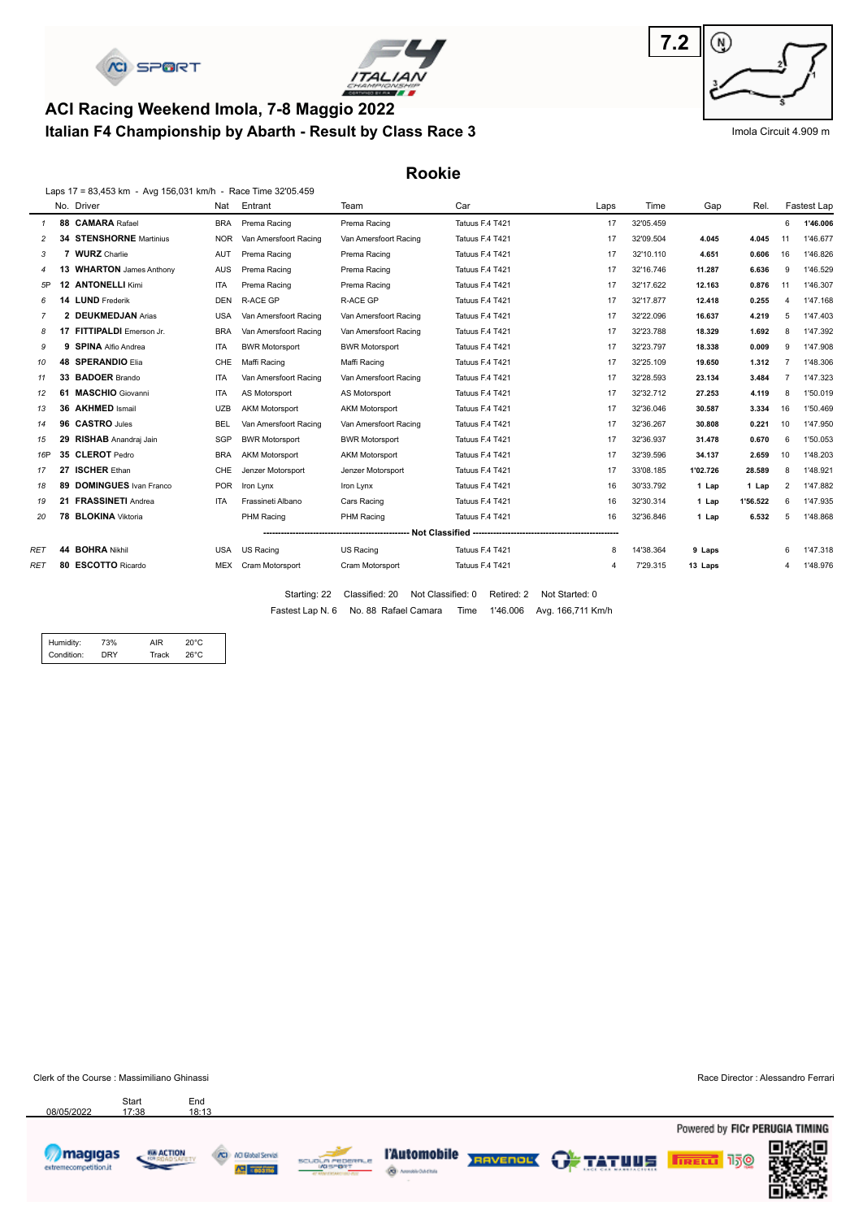# ACI Racing Weekend Imola, 7-8 Maggio 2022

## Italian F4 Championship by Abarth - Result by Class Race 3

7.2

Imola Circuit 4.909 m

## Rookie

Laps 17 = 83,453 km - Avg 156,031 km/h - Race Time 32'05.459

| | No. | Driver | Nat | Entrant | Team | Car | Laps | Time | Gap | Rel. | Fastest Lap | |
|---|---|---|---|---|---|---|---|---|---|---|---|---|
| 1 | 88 | **CAMARA** Rafael | BRA | Prema Racing | Prema Racing | Tatuus F.4 T421 | 17 | 32'05.459 | | | 6 | **1'46.006** |
| 2 | 34 | **STENSHORNE** Martinius | NOR | Van Amersfoort Racing | Van Amersfoort Racing | Tatuus F.4 T421 | 17 | 32'09.504 | 4.045 | 4.045 | 11 | 1'46.677 |
| 3 | 7 | **WURZ** Charlie | AUT | Prema Racing | Prema Racing | Tatuus F.4 T421 | 17 | 32'10.110 | 4.651 | 0.606 | 16 | 1'46.826 |
| 4 | 13 | **WHARTON** James Anthony | AUS | Prema Racing | Prema Racing | Tatuus F.4 T421 | 17 | 32'16.746 | 11.287 | 6.636 | 9 | 1'46.529 |
| 5P | 12 | **ANTONELLI** Kimi | ITA | Prema Racing | Prema Racing | Tatuus F.4 T421 | 17 | 32'17.622 | 12.163 | 0.876 | 11 | 1'46.307 |
| 6 | 14 | **LUND** Frederik | DEN | R-ACE GP | R-ACE GP | Tatuus F.4 T421 | 17 | 32'17.877 | 12.418 | 0.255 | 4 | 1'47.168 |
| 7 | 2 | **DEUKMEDJAN** Arias | USA | Van Amersfoort Racing | Van Amersfoort Racing | Tatuus F.4 T421 | 17 | 32'22.096 | 16.637 | 4.219 | 5 | 1'47.403 |
| 8 | 17 | **FITTIPALDI** Emerson Jr. | BRA | Van Amersfoort Racing | Van Amersfoort Racing | Tatuus F.4 T421 | 17 | 32'23.788 | 18.329 | 1.692 | 8 | 1'47.392 |
| 9 | 9 | **SPINA** Alfio Andrea | ITA | BWR Motorsport | BWR Motorsport | Tatuus F.4 T421 | 17 | 32'23.797 | 18.338 | 0.009 | 9 | 1'47.908 |
| 10 | 48 | **SPERANDIO** Elia | CHE | Maffi Racing | Maffi Racing | Tatuus F.4 T421 | 17 | 32'25.109 | 19.650 | 1.312 | 7 | 1'48.306 |
| 11 | 33 | **BADOER** Brando | ITA | Van Amersfoort Racing | Van Amersfoort Racing | Tatuus F.4 T421 | 17 | 32'28.593 | 23.134 | 3.484 | 7 | 1'47.323 |
| 12 | 61 | **MASCHIO** Giovanni | ITA | AS Motorsport | AS Motorsport | Tatuus F.4 T421 | 17 | 32'32.712 | 27.253 | 4.119 | 8 | 1'50.019 |
| 13 | 36 | **AKHMED** Ismail | UZB | AKM Motorsport | AKM Motorsport | Tatuus F.4 T421 | 17 | 32'36.046 | 30.587 | 3.334 | 16 | 1'50.469 |
| 14 | 96 | **CASTRO** Jules | BEL | Van Amersfoort Racing | Van Amersfoort Racing | Tatuus F.4 T421 | 17 | 32'36.267 | 30.808 | 0.221 | 10 | 1'47.950 |
| 15 | 29 | **RISHAB** Anandraj Jain | SGP | BWR Motorsport | BWR Motorsport | Tatuus F.4 T421 | 17 | 32'36.937 | 31.478 | 0.670 | 6 | 1'50.053 |
| 16P | 35 | **CLEROT** Pedro | BRA | AKM Motorsport | AKM Motorsport | Tatuus F.4 T421 | 17 | 32'39.596 | 34.137 | 2.659 | 10 | 1'48.203 |
| 17 | 27 | **ISCHER** Ethan | CHE | Jenzer Motorsport | Jenzer Motorsport | Tatuus F.4 T421 | 17 | 33'08.185 | 1'02.726 | 28.589 | 8 | 1'48.921 |
| 18 | 89 | **DOMINGUES** Ivan Franco | POR | Iron Lynx | Iron Lynx | Tatuus F.4 T421 | 16 | 30'33.792 | 1 Lap | 1 Lap | 2 | 1'47.882 |
| 19 | 21 | **FRASSINETI** Andrea | ITA | Frassineti Albano | Cars Racing | Tatuus F.4 T421 | 16 | 32'30.314 | 1 Lap | 1'56.522 | 6 | 1'47.935 |
| 20 | 78 | **BLOKINA** Viktoria | | PHM Racing | PHM Racing | Tatuus F.4 T421 | 16 | 32'36.846 | 1 Lap | 6.532 | 5 | 1'48.868 |
| | | **Not Classified** | | | | | | | | | | |
| RET | 44 | **BOHRA** Nikhil | USA | US Racing | US Racing | Tatuus F.4 T421 | 8 | 14'38.364 | 9 Laps | | 6 | 1'47.318 |
| RET | 80 | **ESCOTTO** Ricardo | MEX | Cram Motorsport | Cram Motorsport | Tatuus F.4 T421 | 4 | 7'29.315 | 13 Laps | | 4 | 1'48.976 |

Starting: 22 Classified: 20 Not Classified: 0 Retired: 2 Not Started: 0

Fastest Lap N. 6 No. 88 Rafael Camara Time 1'46.006 Avg. 166,711 Km/h

| Humidity: | 73% | AIR | 20°C |
|---|---|---|---|
| Condition: | DRY | Track | 26°C |

Clerk of the Course : Massimiliano Ghinassi

Race Director : Alessandro Ferrari

| | Start | End |
|---|---|---|
| 08/05/2022 | 17:38 | 18:13 |

Powered by FICr PERUGIA TIMING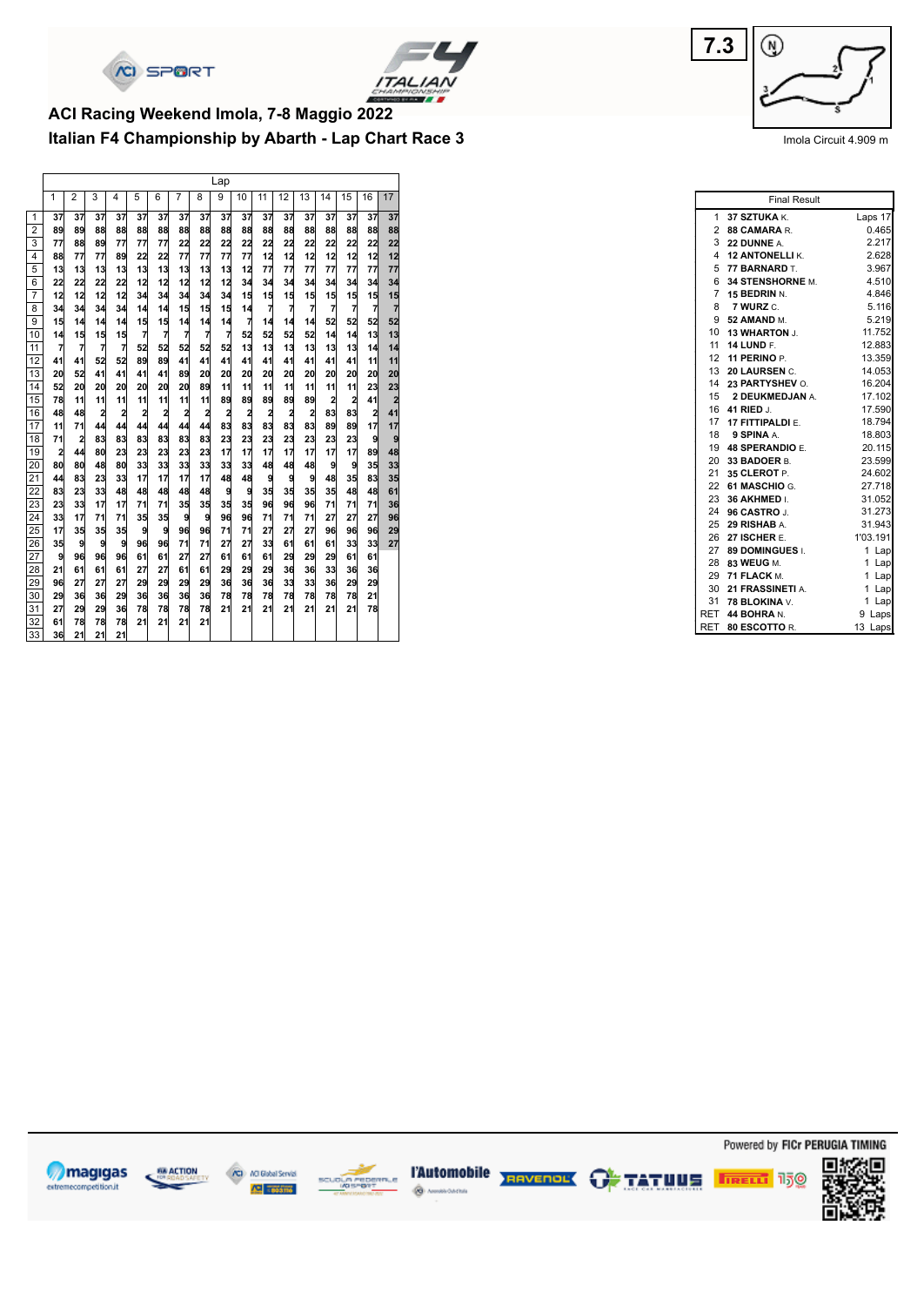7.3

# ACI Racing Weekend Imola, 7-8 Maggio 2022

## Italian F4 Championship by Abarth - Lap Chart Race 3

Imola Circuit 4.909 m

| Pos | 1 | 2 | 3 | 4 | 5 | 6 | 7 | 8 | 9 | 10 | 11 | 12 | 13 | 14 | 15 | 16 | 17 |
|---|---|---|---|---|---|---|---|---|---|---|---|---|---|---|---|---|---|
| 1 | 37 | 37 | 37 | 37 | 37 | 37 | 37 | 37 | 37 | 37 | 37 | 37 | 37 | 37 | 37 | 37 | 37 |
| 2 | 89 | 89 | 88 | 88 | 88 | 88 | 88 | 88 | 88 | 88 | 88 | 88 | 88 | 88 | 88 | 88 | 88 |
| 3 | 77 | 88 | 89 | 77 | 77 | 77 | 22 | 22 | 22 | 22 | 22 | 22 | 22 | 22 | 22 | 22 | 22 |
| 4 | 88 | 77 | 77 | 89 | 22 | 22 | 77 | 77 | 77 | 77 | 12 | 12 | 12 | 12 | 12 | 12 | 12 |
| 5 | 13 | 13 | 13 | 13 | 13 | 13 | 13 | 13 | 13 | 12 | 77 | 77 | 77 | 77 | 77 | 77 | 77 |
| 6 | 22 | 22 | 22 | 22 | 12 | 12 | 12 | 12 | 12 | 34 | 34 | 34 | 34 | 34 | 34 | 34 | 34 |
| 7 | 12 | 12 | 12 | 12 | 34 | 34 | 34 | 34 | 34 | 15 | 15 | 15 | 15 | 15 | 15 | 15 | 15 |
| 8 | 34 | 34 | 34 | 34 | 14 | 14 | 15 | 15 | 15 | 14 | 7 | 7 | 7 | 7 | 7 | 7 | 7 |
| 9 | 15 | 14 | 14 | 14 | 15 | 15 | 14 | 14 | 14 | 7 | 14 | 14 | 14 | 52 | 52 | 52 | 52 |
| 10 | 14 | 15 | 15 | 15 | 7 | 7 | 7 | 7 | 7 | 52 | 52 | 52 | 52 | 14 | 14 | 13 | 13 |
| 11 | 7 | 7 | 7 | 7 | 52 | 52 | 52 | 52 | 52 | 13 | 13 | 13 | 13 | 13 | 13 | 14 | 14 |
| 12 | 41 | 41 | 52 | 52 | 89 | 89 | 41 | 41 | 41 | 41 | 41 | 41 | 41 | 41 | 41 | 11 | 11 |
| 13 | 20 | 52 | 41 | 41 | 41 | 41 | 89 | 20 | 20 | 20 | 20 | 20 | 20 | 20 | 20 | 20 | 20 |
| 14 | 52 | 20 | 20 | 20 | 20 | 20 | 20 | 89 | 11 | 11 | 11 | 11 | 11 | 11 | 11 | 23 | 23 |
| 15 | 78 | 11 | 11 | 11 | 11 | 11 | 11 | 11 | 89 | 89 | 89 | 89 | 89 | 2 | 2 | 41 | 2 |
| 16 | 48 | 48 | 2 | 2 | 2 | 2 | 2 | 2 | 2 | 2 | 2 | 2 | 2 | 83 | 83 | 2 | 41 |
| 17 | 11 | 71 | 44 | 44 | 44 | 44 | 44 | 44 | 83 | 83 | 83 | 83 | 83 | 89 | 89 | 17 | 17 |
| 18 | 71 | 2 | 83 | 83 | 83 | 83 | 83 | 83 | 23 | 23 | 23 | 23 | 23 | 23 | 23 | 9 | 9 |
| 19 | 2 | 44 | 80 | 23 | 23 | 23 | 23 | 23 | 17 | 17 | 17 | 17 | 17 | 17 | 17 | 89 | 48 |
| 20 | 80 | 80 | 48 | 80 | 33 | 33 | 33 | 33 | 33 | 33 | 48 | 48 | 48 | 9 | 9 | 35 | 33 |
| 21 | 44 | 83 | 23 | 33 | 17 | 17 | 17 | 17 | 48 | 48 | 9 | 9 | 9 | 48 | 35 | 83 | 35 |
| 22 | 83 | 23 | 33 | 48 | 48 | 48 | 48 | 48 | 9 | 9 | 35 | 35 | 35 | 35 | 48 | 48 | 61 |
| 23 | 23 | 33 | 17 | 17 | 71 | 71 | 35 | 35 | 35 | 35 | 96 | 96 | 96 | 71 | 71 | 71 | 36 |
| 24 | 33 | 17 | 71 | 71 | 35 | 35 | 9 | 9 | 96 | 96 | 71 | 71 | 71 | 27 | 27 | 27 | 96 |
| 25 | 17 | 35 | 35 | 35 | 9 | 9 | 96 | 96 | 71 | 71 | 27 | 27 | 27 | 96 | 96 | 96 | 29 |
| 26 | 35 | 9 | 9 | 9 | 96 | 96 | 71 | 71 | 27 | 27 | 33 | 61 | 61 | 61 | 33 | 33 | 27 |
| 27 | 9 | 96 | 96 | 96 | 61 | 61 | 27 | 27 | 61 | 61 | 61 | 29 | 29 | 29 | 61 | 61 | |
| 28 | 21 | 61 | 61 | 61 | 27 | 27 | 61 | 61 | 29 | 29 | 29 | 36 | 36 | 33 | 36 | 36 | |
| 29 | 96 | 27 | 27 | 27 | 29 | 29 | 29 | 29 | 36 | 36 | 36 | 33 | 33 | 36 | 29 | 29 | |
| 30 | 29 | 36 | 36 | 29 | 36 | 36 | 36 | 36 | 78 | 78 | 78 | 78 | 78 | 78 | 78 | 21 | |
| 31 | 27 | 29 | 29 | 36 | 78 | 78 | 78 | 78 | 21 | 21 | 21 | 21 | 21 | 21 | 21 | 78 | |
| 32 | 61 | 78 | 78 | 78 | 21 | 21 | 21 | 21 | | | | | | | | | |
| 33 | 36 | 21 | 21 | 21 | | | | | | | | | | | | | |

| Final Result | | |
|---|---|---|
| 1 | **37 SZTUKA** K. | Laps 17 |
| 2 | **88 CAMARA** R. | 0.465 |
| 3 | **22 DUNNE** A. | 2.217 |
| 4 | **12 ANTONELLI** K. | 2.628 |
| 5 | **77 BARNARD** T. | 3.967 |
| 6 | **34 STENSHORNE** M. | 4.510 |
| 7 | **15 BEDRIN** N. | 4.846 |
| 8 | **7 WURZ** C. | 5.116 |
| 9 | **52 AMAND** M. | 5.219 |
| 10 | **13 WHARTON** J. | 11.752 |
| 11 | **14 LUND** F. | 12.883 |
| 12 | **11 PERINO** P. | 13.359 |
| 13 | **20 LAURSEN** C. | 14.053 |
| 14 | **23 PARTYSHEV** O. | 16.204 |
| 15 | **2 DEUKMEDJAN** A. | 17.102 |
| 16 | **41 RIED** J. | 17.590 |
| 17 | **17 FITTIPALDI** E. | 18.794 |
| 18 | **9 SPINA** A. | 18.803 |
| 19 | **48 SPERANDIO** E. | 20.115 |
| 20 | **33 BADOER** B. | 23.599 |
| 21 | **35 CLEROT** P. | 24.602 |
| 22 | **61 MASCHIO** G. | 27.718 |
| 23 | **36 AKHMED** I. | 31.052 |
| 24 | **96 CASTRO** J. | 31.273 |
| 25 | **29 RISHAB** A. | 31.943 |
| 26 | **27 ISCHER** E. | 1'03.191 |
| 27 | **89 DOMINGUES** I. | 1 Lap |
| 28 | **83 WEUG** M. | 1 Lap |
| 29 | **71 FLACK** M. | 1 Lap |
| 30 | **21 FRASSINETI** A. | 1 Lap |
| 31 | **78 BLOKINA** V. | 1 Lap |
| RET | **44 BOHRA** N. | 9 Laps |
| RET | **80 ESCOTTO** R. | 13 Laps |

Powered by FICr PERUGIA TIMING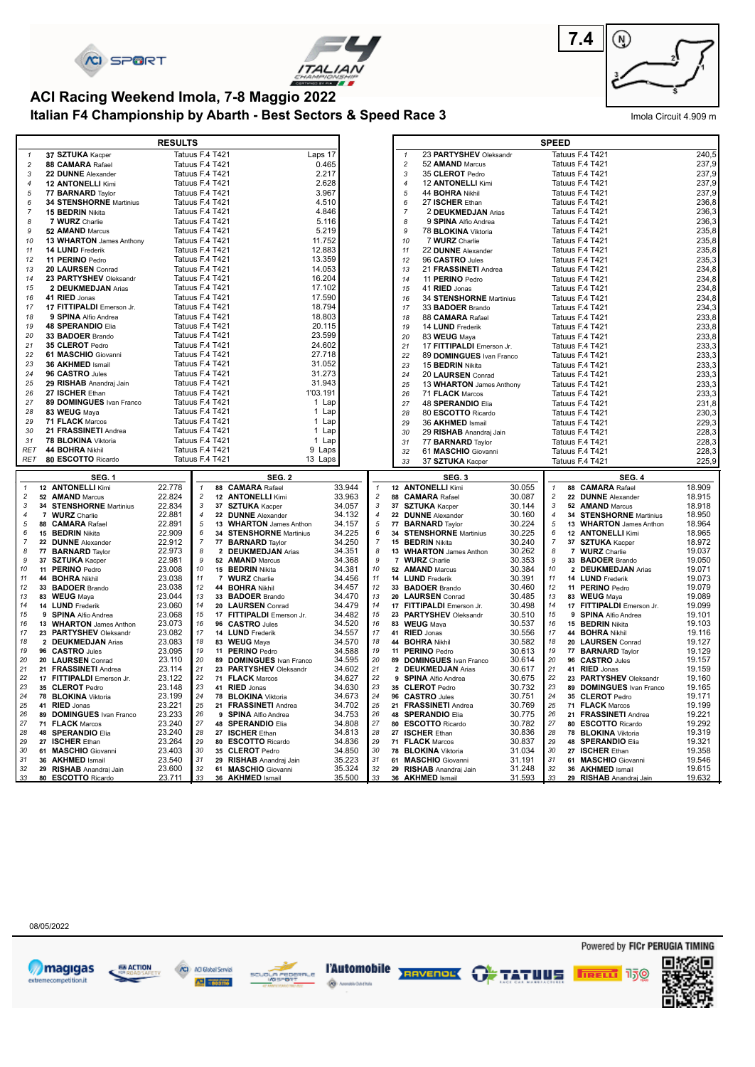# ACI Racing Weekend Imola, 7-8 Maggio 2022

## Italian F4 Championship by Abarth - Best Sectors & Speed Race 3

7.4

Imola Circuit 4.909 m

### RESULTS

| Pos | Driver | Car | Gap |
|---|---|---|---|
| 1 | 37 **SZTUKA** Kacper | Tatuus F.4 T421 | Laps 17 |
| 2 | 88 **CAMARA** Rafael | Tatuus F.4 T421 | 0.465 |
| 3 | 22 **DUNNE** Alexander | Tatuus F.4 T421 | 2.217 |
| 4 | 12 **ANTONELLI** Kimi | Tatuus F.4 T421 | 2.628 |
| 5 | 77 **BARNARD** Taylor | Tatuus F.4 T421 | 3.967 |
| 6 | 34 **STENSHORNE** Martinius | Tatuus F.4 T421 | 4.510 |
| 7 | 15 **BEDRIN** Nikita | Tatuus F.4 T421 | 4.846 |
| 8 | 7 **WURZ** Charlie | Tatuus F.4 T421 | 5.116 |
| 9 | 52 **AMAND** Marcus | Tatuus F.4 T421 | 5.219 |
| 10 | 13 **WHARTON** James Anthony | Tatuus F.4 T421 | 11.752 |
| 11 | 14 **LUND** Frederik | Tatuus F.4 T421 | 12.883 |
| 12 | 11 **PERINO** Pedro | Tatuus F.4 T421 | 13.359 |
| 13 | 20 **LAURSEN** Conrad | Tatuus F.4 T421 | 14.053 |
| 14 | 23 **PARTYSHEV** Oleksandr | Tatuus F.4 T421 | 16.204 |
| 15 | 2 **DEUKMEDJAN** Arias | Tatuus F.4 T421 | 17.102 |
| 16 | 41 **RIED** Jonas | Tatuus F.4 T421 | 17.590 |
| 17 | 17 **FITTIPALDI** Emerson Jr. | Tatuus F.4 T421 | 18.794 |
| 18 | 9 **SPINA** Alfio Andrea | Tatuus F.4 T421 | 18.803 |
| 19 | 48 **SPERANDIO** Elia | Tatuus F.4 T421 | 20.115 |
| 20 | 33 **BADOER** Brando | Tatuus F.4 T421 | 23.599 |
| 21 | 35 **CLEROT** Pedro | Tatuus F.4 T421 | 24.602 |
| 22 | 61 **MASCHIO** Giovanni | Tatuus F.4 T421 | 27.718 |
| 23 | 36 **AKHMED** Ismail | Tatuus F.4 T421 | 31.052 |
| 24 | 96 **CASTRO** Jules | Tatuus F.4 T421 | 31.273 |
| 25 | 29 **RISHAB** Anandraj Jain | Tatuus F.4 T421 | 31.943 |
| 26 | 27 **ISCHER** Ethan | Tatuus F.4 T421 | 1'03.191 |
| 27 | 89 **DOMINGUES** Ivan Franco | Tatuus F.4 T421 | 1 Lap |
| 28 | 83 **WEUG** Maya | Tatuus F.4 T421 | 1 Lap |
| 29 | 71 **FLACK** Marcos | Tatuus F.4 T421 | 1 Lap |
| 30 | 21 **FRASSINETI** Andrea | Tatuus F.4 T421 | 1 Lap |
| 31 | 78 **BLOKINA** Viktoria | Tatuus F.4 T421 | 1 Lap |
| RET | 44 **BOHRA** Nikhil | Tatuus F.4 T421 | 9 Laps |
| RET | 80 **ESCOTTO** Ricardo | Tatuus F.4 T421 | 13 Laps |

### SPEED

| Pos | Driver | Car | Speed |
|---|---|---|---|
| 1 | 23 **PARTYSHEV** Oleksandr | Tatuus F.4 T421 | 240,5 |
| 2 | 52 **AMAND** Marcus | Tatuus F.4 T421 | 237,9 |
| 3 | 35 **CLEROT** Pedro | Tatuus F.4 T421 | 237,9 |
| 4 | 12 **ANTONELLI** Kimi | Tatuus F.4 T421 | 237,9 |
| 5 | 44 **BOHRA** Nikhil | Tatuus F.4 T421 | 237,9 |
| 6 | 27 **ISCHER** Ethan | Tatuus F.4 T421 | 236,8 |
| 7 | 2 **DEUKMEDJAN** Arias | Tatuus F.4 T421 | 236,3 |
| 8 | 9 **SPINA** Alfio Andrea | Tatuus F.4 T421 | 236,3 |
| 9 | 78 **BLOKINA** Viktoria | Tatuus F.4 T421 | 235,8 |
| 10 | 7 **WURZ** Charlie | Tatuus F.4 T421 | 235,8 |
| 11 | 22 **DUNNE** Alexander | Tatuus F.4 T421 | 235,8 |
| 12 | 96 **CASTRO** Jules | Tatuus F.4 T421 | 235,3 |
| 13 | 21 **FRASSINETI** Andrea | Tatuus F.4 T421 | 234,8 |
| 14 | 11 **PERINO** Pedro | Tatuus F.4 T421 | 234,8 |
| 15 | 41 **RIED** Jonas | Tatuus F.4 T421 | 234,8 |
| 16 | 34 **STENSHORNE** Martinius | Tatuus F.4 T421 | 234,8 |
| 17 | 33 **BADOER** Brando | Tatuus F.4 T421 | 234,3 |
| 18 | 88 **CAMARA** Rafael | Tatuus F.4 T421 | 233,8 |
| 19 | 14 **LUND** Frederik | Tatuus F.4 T421 | 233,8 |
| 20 | 83 **WEUG** Maya | Tatuus F.4 T421 | 233,8 |
| 21 | 17 **FITTIPALDI** Emerson Jr. | Tatuus F.4 T421 | 233,3 |
| 22 | 89 **DOMINGUES** Ivan Franco | Tatuus F.4 T421 | 233,3 |
| 23 | 15 **BEDRIN** Nikita | Tatuus F.4 T421 | 233,3 |
| 24 | 20 **LAURSEN** Conrad | Tatuus F.4 T421 | 233,3 |
| 25 | 13 **WHARTON** James Anthony | Tatuus F.4 T421 | 233,3 |
| 26 | 71 **FLACK** Marcos | Tatuus F.4 T421 | 233,3 |
| 27 | 48 **SPERANDIO** Elia | Tatuus F.4 T421 | 231,8 |
| 28 | 80 **ESCOTTO** Ricardo | Tatuus F.4 T421 | 230,3 |
| 29 | 36 **AKHMED** Ismail | Tatuus F.4 T421 | 229,3 |
| 30 | 29 **RISHAB** Anandraj Jain | Tatuus F.4 T421 | 228,3 |
| 31 | 77 **BARNARD** Taylor | Tatuus F.4 T421 | 228,3 |
| 32 | 61 **MASCHIO** Giovanni | Tatuus F.4 T421 | 228,3 |
| 33 | 37 **SZTUKA** Kacper | Tatuus F.4 T421 | 225,9 |

### SEG. 1

| Pos | Driver | Time |
|---|---|---|
| 1 | 12 **ANTONELLI** Kimi | 22.778 |
| 2 | 52 **AMAND** Marcus | 22.824 |
| 3 | 34 **STENSHORNE** Martinius | 22.834 |
| 4 | 7 **WURZ** Charlie | 22.881 |
| 5 | 88 **CAMARA** Rafael | 22.891 |
| 6 | 15 **BEDRIN** Nikita | 22.909 |
| 7 | 22 **DUNNE** Alexander | 22.912 |
| 8 | 77 **BARNARD** Taylor | 22.973 |
| 9 | 37 **SZTUKA** Kacper | 22.981 |
| 10 | 11 **PERINO** Pedro | 23.008 |
| 11 | 44 **BOHRA** Nikhil | 23.038 |
| 12 | 33 **BADOER** Brando | 23.038 |
| 13 | 83 **WEUG** Maya | 23.044 |
| 14 | 14 **LUND** Frederik | 23.060 |
| 15 | 9 **SPINA** Alfio Andrea | 23.068 |
| 16 | 13 **WHARTON** James Anthon | 23.073 |
| 17 | 23 **PARTYSHEV** Oleksandr | 23.082 |
| 18 | 2 **DEUKMEDJAN** Arias | 23.083 |
| 19 | 96 **CASTRO** Jules | 23.095 |
| 20 | 20 **LAURSEN** Conrad | 23.110 |
| 21 | 21 **FRASSINETI** Andrea | 23.114 |
| 22 | 17 **FITTIPALDI** Emerson Jr. | 23.122 |
| 23 | 35 **CLEROT** Pedro | 23.148 |
| 24 | 78 **BLOKINA** Viktoria | 23.199 |
| 25 | 41 **RIED** Jonas | 23.221 |
| 26 | 89 **DOMINGUES** Ivan Franco | 23.233 |
| 27 | 71 **FLACK** Marcos | 23.240 |
| 28 | 48 **SPERANDIO** Elia | 23.240 |
| 29 | 27 **ISCHER** Ethan | 23.264 |
| 30 | 61 **MASCHIO** Giovanni | 23.403 |
| 31 | 36 **AKHMED** Ismail | 23.540 |
| 32 | 29 **RISHAB** Anandraj Jain | 23.600 |
| 33 | 80 **ESCOTTO** Ricardo | 23.711 |

### SEG. 2

| Pos | Driver | Time |
|---|---|---|
| 1 | 88 **CAMARA** Rafael | 33.944 |
| 2 | 12 **ANTONELLI** Kimi | 33.963 |
| 3 | 37 **SZTUKA** Kacper | 34.057 |
| 4 | 22 **DUNNE** Alexander | 34.132 |
| 5 | 13 **WHARTON** James Anthon | 34.157 |
| 6 | 34 **STENSHORNE** Martinius | 34.225 |
| 7 | 77 **BARNARD** Taylor | 34.250 |
| 8 | 2 **DEUKMEDJAN** Arias | 34.351 |
| 9 | 52 **AMAND** Marcus | 34.368 |
| 10 | 15 **BEDRIN** Nikita | 34.381 |
| 11 | 7 **WURZ** Charlie | 34.456 |
| 12 | 44 **BOHRA** Nikhil | 34.457 |
| 13 | 33 **BADOER** Brando | 34.470 |
| 14 | 20 **LAURSEN** Conrad | 34.479 |
| 15 | 17 **FITTIPALDI** Emerson Jr. | 34.482 |
| 16 | 96 **CASTRO** Jules | 34.520 |
| 17 | 14 **LUND** Frederik | 34.557 |
| 18 | 83 **WEUG** Maya | 34.570 |
| 19 | 11 **PERINO** Pedro | 34.588 |
| 20 | 89 **DOMINGUES** Ivan Franco | 34.595 |
| 21 | 23 **PARTYSHEV** Oleksandr | 34.602 |
| 22 | 71 **FLACK** Marcos | 34.627 |
| 23 | 41 **RIED** Jonas | 34.630 |
| 24 | 78 **BLOKINA** Viktoria | 34.673 |
| 25 | 21 **FRASSINETI** Andrea | 34.702 |
| 26 | 9 **SPINA** Alfio Andrea | 34.753 |
| 27 | 48 **SPERANDIO** Elia | 34.808 |
| 28 | 27 **ISCHER** Ethan | 34.813 |
| 29 | 80 **ESCOTTO** Ricardo | 34.836 |
| 30 | 35 **CLEROT** Pedro | 34.850 |
| 31 | 29 **RISHAB** Anandraj Jain | 35.223 |
| 32 | 61 **MASCHIO** Giovanni | 35.324 |
| 33 | 36 **AKHMED** Ismail | 35.500 |

### SEG. 3

| Pos | Driver | Time |
|---|---|---|
| 1 | 12 **ANTONELLI** Kimi | 30.055 |
| 2 | 88 **CAMARA** Rafael | 30.087 |
| 3 | 37 **SZTUKA** Kacper | 30.144 |
| 4 | 22 **DUNNE** Alexander | 30.160 |
| 5 | 77 **BARNARD** Taylor | 30.224 |
| 6 | 34 **STENSHORNE** Martinius | 30.225 |
| 7 | 15 **BEDRIN** Nikita | 30.240 |
| 8 | 13 **WHARTON** James Anthon | 30.262 |
| 9 | 7 **WURZ** Charlie | 30.353 |
| 10 | 52 **AMAND** Marcus | 30.384 |
| 11 | 14 **LUND** Frederik | 30.391 |
| 12 | 33 **BADOER** Brando | 30.460 |
| 13 | 20 **LAURSEN** Conrad | 30.485 |
| 14 | 17 **FITTIPALDI** Emerson Jr. | 30.498 |
| 15 | 23 **PARTYSHEV** Oleksandr | 30.510 |
| 16 | 83 **WEUG** Maya | 30.537 |
| 17 | 41 **RIED** Jonas | 30.556 |
| 18 | 44 **BOHRA** Nikhil | 30.582 |
| 19 | 11 **PERINO** Pedro | 30.613 |
| 20 | 89 **DOMINGUES** Ivan Franco | 30.614 |
| 21 | 2 **DEUKMEDJAN** Arias | 30.617 |
| 22 | 9 **SPINA** Alfio Andrea | 30.675 |
| 23 | 35 **CLEROT** Pedro | 30.732 |
| 24 | 96 **CASTRO** Jules | 30.751 |
| 25 | 21 **FRASSINETI** Andrea | 30.769 |
| 26 | 48 **SPERANDIO** Elia | 30.775 |
| 27 | 80 **ESCOTTO** Ricardo | 30.782 |
| 28 | 27 **ISCHER** Ethan | 30.836 |
| 29 | 71 **FLACK** Marcos | 30.837 |
| 30 | 78 **BLOKINA** Viktoria | 31.034 |
| 31 | 61 **MASCHIO** Giovanni | 31.191 |
| 32 | 29 **RISHAB** Anandraj Jain | 31.248 |
| 33 | 36 **AKHMED** Ismail | 31.593 |

### SEG. 4

| Pos | Driver | Time |
|---|---|---|
| 1 | 88 **CAMARA** Rafael | 18.909 |
| 2 | 22 **DUNNE** Alexander | 18.915 |
| 3 | 52 **AMAND** Marcus | 18.918 |
| 4 | 34 **STENSHORNE** Martinius | 18.950 |
| 5 | 13 **WHARTON** James Anthon | 18.964 |
| 6 | 12 **ANTONELLI** Kimi | 18.965 |
| 7 | 37 **SZTUKA** Kacper | 18.972 |
| 8 | 7 **WURZ** Charlie | 19.037 |
| 9 | 33 **BADOER** Brando | 19.050 |
| 10 | 2 **DEUKMEDJAN** Arias | 19.071 |
| 11 | 14 **LUND** Frederik | 19.073 |
| 12 | 11 **PERINO** Pedro | 19.079 |
| 13 | 83 **WEUG** Maya | 19.089 |
| 14 | 17 **FITTIPALDI** Emerson Jr. | 19.099 |
| 15 | 9 **SPINA** Alfio Andrea | 19.101 |
| 16 | 15 **BEDRIN** Nikita | 19.103 |
| 17 | 44 **BOHRA** Nikhil | 19.116 |
| 18 | 20 **LAURSEN** Conrad | 19.127 |
| 19 | 77 **BARNARD** Taylor | 19.129 |
| 20 | 96 **CASTRO** Jules | 19.157 |
| 21 | 41 **RIED** Jonas | 19.159 |
| 22 | 23 **PARTYSHEV** Oleksandr | 19.160 |
| 23 | 89 **DOMINGUES** Ivan Franco | 19.165 |
| 24 | 35 **CLEROT** Pedro | 19.171 |
| 25 | 71 **FLACK** Marcos | 19.199 |
| 26 | 21 **FRASSINETI** Andrea | 19.221 |
| 27 | 80 **ESCOTTO** Ricardo | 19.292 |
| 28 | 78 **BLOKINA** Viktoria | 19.319 |
| 29 | 48 **SPERANDIO** Elia | 19.321 |
| 30 | 27 **ISCHER** Ethan | 19.358 |
| 31 | 61 **MASCHIO** Giovanni | 19.546 |
| 32 | 36 **AKHMED** Ismail | 19.615 |
| 33 | 29 **RISHAB** Anandraj Jain | 19.632 |

08/05/2022

Powered by FICr PERUGIA TIMING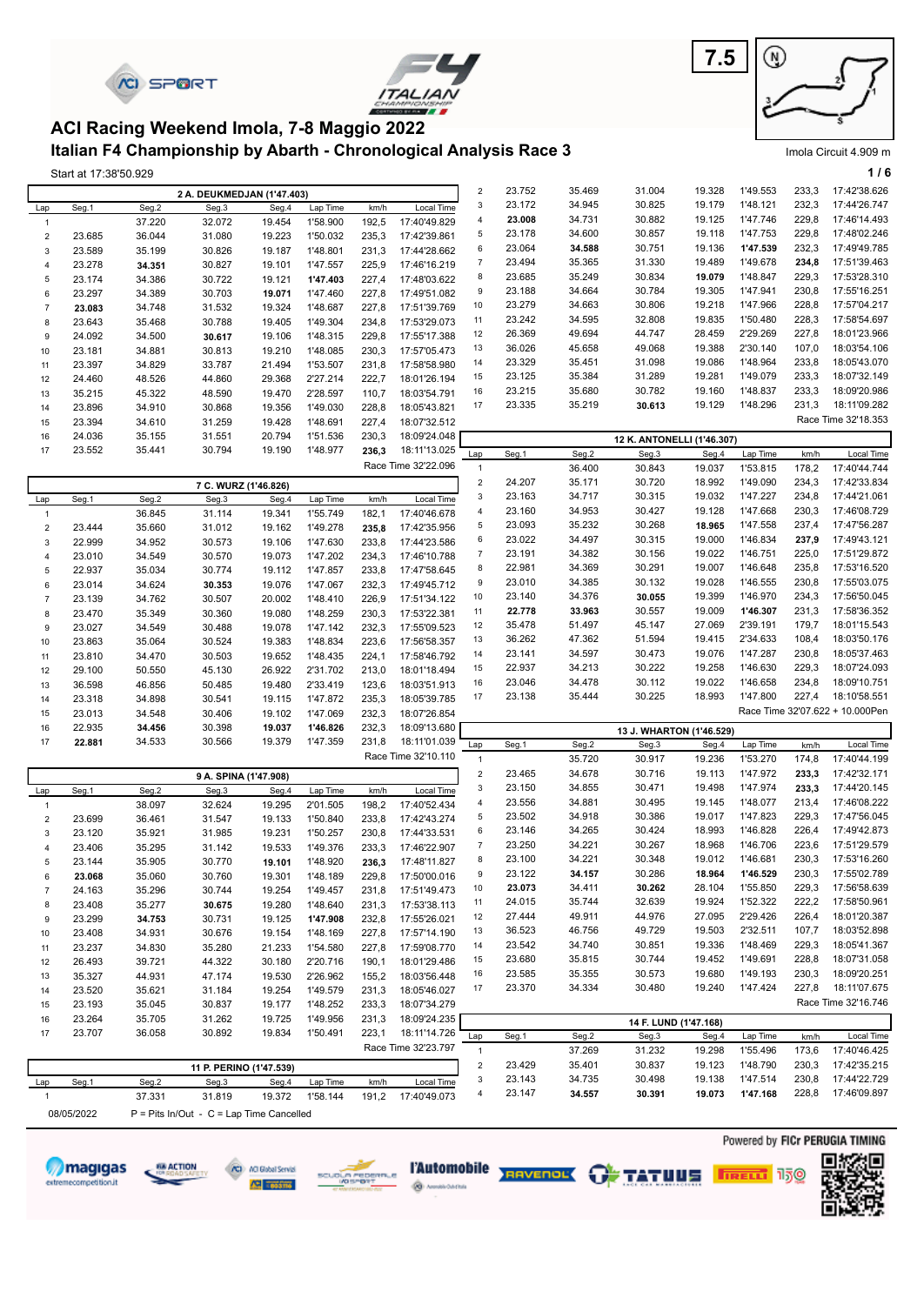# ACI Racing Weekend Imola, 7-8 Maggio 2022

## Italian F4 Championship by Abarth - Chronological Analysis Race 3

7.5

Imola Circuit 4.909 m

Start at 17:38'50.929

### 2 A. DEUKMEDJAN (1'47.403)

| Lap | Seg.1 | Seg.2 | Seg.3 | Seg.4 | Lap Time | km/h | Local Time |
|---|---|---|---|---|---|---|---|
| 1 | | 37.220 | 32.072 | 19.454 | 1'58.900 | 192,5 | 17:40'49.829 |
| 2 | 23.685 | 36.044 | 31.080 | 19.223 | 1'50.032 | 235,3 | 17:42'39.861 |
| 3 | 23.589 | 35.199 | 30.826 | 19.187 | 1'48.801 | 231,3 | 17:44'28.662 |
| 4 | 23.278 | **34.351** | 30.827 | 19.101 | 1'47.557 | 225,9 | 17:46'16.219 |
| 5 | 23.174 | 34.386 | 30.722 | 19.121 | **1'47.403** | 227,4 | 17:48'03.622 |
| 6 | 23.297 | 34.389 | 30.703 | **19.071** | 1'47.460 | 227,8 | 17:49'51.082 |
| 7 | **23.083** | 34.748 | 31.532 | 19.324 | 1'48.687 | 227,8 | 17:51'39.769 |
| 8 | 23.643 | 35.468 | 30.788 | 19.405 | 1'49.304 | 234,8 | 17:53'29.073 |
| 9 | 24.092 | 34.500 | **30.617** | 19.106 | 1'48.315 | 229,8 | 17:55'17.388 |
| 10 | 23.181 | 34.881 | 30.813 | 19.210 | 1'48.085 | 230,3 | 17:57'05.473 |
| 11 | 23.397 | 34.829 | 33.787 | 21.494 | 1'53.507 | 231,8 | 17:58'58.980 |
| 12 | 24.460 | 48.526 | 44.860 | 29.368 | 2'27.214 | 222,7 | 18:01'26.194 |
| 13 | 35.215 | 45.322 | 48.590 | 19.470 | 2'28.597 | 110,7 | 18:03'54.791 |
| 14 | 23.896 | 34.910 | 30.868 | 19.356 | 1'49.030 | 228,8 | 18:05'43.821 |
| 15 | 23.394 | 34.610 | 31.259 | 19.428 | 1'48.691 | 227,4 | 18:07'32.512 |
| 16 | 24.036 | 35.155 | 31.551 | 20.794 | 1'51.536 | 230,3 | 18:09'24.048 |
| 17 | 23.552 | 35.441 | 30.794 | 19.190 | 1'48.977 | **236,3** | 18:11'13.025 |

Race Time 32'22.096

### 7 C. WURZ (1'46.826)

| Lap | Seg.1 | Seg.2 | Seg.3 | Seg.4 | Lap Time | km/h | Local Time |
|---|---|---|---|---|---|---|---|
| 1 | | 36.845 | 31.114 | 19.341 | 1'55.749 | 182,1 | 17:40'46.678 |
| 2 | 23.444 | 35.660 | 31.012 | 19.162 | 1'49.278 | **235,8** | 17:42'35.956 |
| 3 | 22.999 | 34.952 | 30.573 | 19.106 | 1'47.630 | 233,8 | 17:44'23.586 |
| 4 | 23.010 | 34.549 | 30.570 | 19.073 | 1'47.202 | 234,3 | 17:46'10.788 |
| 5 | 22.937 | 35.034 | 30.774 | 19.112 | 1'47.857 | 233,8 | 17:47'58.645 |
| 6 | 23.014 | 34.624 | **30.353** | 19.076 | 1'47.067 | 232,3 | 17:49'45.712 |
| 7 | 23.139 | 34.762 | 30.507 | 20.002 | 1'48.410 | 226,9 | 17:51'34.122 |
| 8 | 23.470 | 35.349 | 30.360 | 19.080 | 1'48.259 | 230,3 | 17:53'22.381 |
| 9 | 23.027 | 34.549 | 30.488 | 19.078 | 1'47.142 | 232,3 | 17:55'09.523 |
| 10 | 23.863 | 35.064 | 30.524 | 19.383 | 1'48.834 | 223,6 | 17:56'58.357 |
| 11 | 23.810 | 34.470 | 30.503 | 19.652 | 1'48.435 | 224,1 | 17:58'46.792 |
| 12 | 29.100 | 50.550 | 45.130 | 26.922 | 2'31.702 | 213,0 | 18:01'18.494 |
| 13 | 36.598 | 46.856 | 50.485 | 19.480 | 2'33.419 | 123,6 | 18:03'51.913 |
| 14 | 23.318 | 34.898 | 30.541 | 19.115 | 1'47.872 | 235,3 | 18:05'39.785 |
| 15 | 23.013 | 34.548 | 30.406 | 19.102 | 1'47.069 | 232,3 | 18:07'26.854 |
| 16 | 22.935 | **34.456** | 30.398 | **19.037** | **1'46.826** | 232,3 | 18:09'13.680 |
| 17 | **22.881** | 34.533 | 30.566 | 19.379 | 1'47.359 | 231,8 | 18:11'01.039 |

Race Time 32'10.110

### 9 A. SPINA (1'47.908)

| Lap | Seg.1 | Seg.2 | Seg.3 | Seg.4 | Lap Time | km/h | Local Time |
|---|---|---|---|---|---|---|---|
| 1 | | 38.097 | 32.624 | 19.295 | 2'01.505 | 198,2 | 17:40'52.434 |
| 2 | 23.699 | 36.461 | 31.547 | 19.133 | 1'50.840 | 233,8 | 17:42'43.274 |
| 3 | 23.120 | 35.921 | 31.985 | 19.231 | 1'50.257 | 230,8 | 17:44'33.531 |
| 4 | 23.406 | 35.295 | 31.142 | 19.533 | 1'49.376 | 233,3 | 17:46'22.907 |
| 5 | 23.144 | 35.905 | 30.770 | **19.101** | 1'48.920 | **236,3** | 17:48'11.827 |
| 6 | **23.068** | 35.060 | 30.760 | 19.301 | 1'48.189 | 229,8 | 17:50'00.016 |
| 7 | 24.163 | 35.296 | 30.744 | 19.254 | 1'49.457 | 231,8 | 17:51'49.473 |
| 8 | 23.408 | 35.277 | **30.675** | 19.280 | 1'48.640 | 231,3 | 17:53'38.113 |
| 9 | 23.299 | **34.753** | 30.731 | 19.125 | **1'47.908** | 232,8 | 17:55'26.021 |
| 10 | 23.408 | 34.931 | 30.676 | 19.154 | 1'48.169 | 227,8 | 17:57'14.190 |
| 11 | 23.237 | 34.830 | 35.280 | 21.233 | 1'54.580 | 227,8 | 17:59'08.770 |
| 12 | 26.493 | 39.721 | 44.322 | 30.180 | 2'20.716 | 190,1 | 18:01'29.486 |
| 13 | 35.327 | 44.931 | 47.174 | 19.530 | 2'26.962 | 155,2 | 18:03'56.448 |
| 14 | 23.520 | 35.621 | 31.184 | 19.254 | 1'49.579 | 231,3 | 18:05'46.027 |
| 15 | 23.193 | 35.045 | 30.837 | 19.177 | 1'48.252 | 233,3 | 18:07'34.279 |
| 16 | 23.264 | 35.705 | 31.262 | 19.725 | 1'49.956 | 231,3 | 18:09'24.235 |
| 17 | 23.707 | 36.058 | 30.892 | 19.834 | 1'50.491 | 223,1 | 18:11'14.726 |

Race Time 32'23.797

### 11 P. PERINO (1'47.539)

| Lap | Seg.1 | Seg.2 | Seg.3 | Seg.4 | Lap Time | km/h | Local Time |
|---|---|---|---|---|---|---|---|
| 1 | | 37.331 | 31.819 | 19.372 | 1'58.144 | 191,2 | 17:40'49.073 |
| 2 | 23.752 | 35.469 | 31.004 | 19.328 | 1'49.553 | 233,3 | 17:42'38.626 |
| 3 | 23.172 | 34.945 | 30.825 | 19.179 | 1'48.121 | 232,3 | 17:44'26.747 |
| 4 | **23.008** | 34.731 | 30.882 | 19.125 | 1'47.746 | 229,8 | 17:46'14.493 |
| 5 | 23.178 | 34.600 | 30.857 | 19.118 | 1'47.753 | 229,8 | 17:48'02.246 |
| 6 | 23.064 | **34.588** | 30.751 | 19.136 | **1'47.539** | 232,3 | 17:49'49.785 |
| 7 | 23.494 | 35.365 | 31.330 | 19.489 | 1'49.678 | **234,8** | 17:51'39.463 |
| 8 | 23.685 | 35.249 | 30.834 | **19.079** | 1'48.847 | 229,3 | 17:53'28.310 |
| 9 | 23.188 | 34.664 | 30.784 | 19.305 | 1'47.941 | 230,8 | 17:55'16.251 |
| 10 | 23.279 | 34.663 | 30.806 | 19.218 | 1'47.966 | 228,8 | 17:57'04.217 |
| 11 | 23.242 | 34.595 | 32.808 | 19.835 | 1'50.480 | 228,3 | 17:58'54.697 |
| 12 | 26.369 | 49.694 | 44.747 | 28.459 | 2'29.269 | 227,8 | 18:01'23.966 |
| 13 | 36.026 | 45.658 | 49.068 | 19.388 | 2'30.140 | 107,0 | 18:03'54.106 |
| 14 | 23.329 | 35.451 | 31.098 | 19.086 | 1'48.964 | 233,8 | 18:05'43.070 |
| 15 | 23.125 | 35.384 | 31.289 | 19.281 | 1'49.079 | 233,3 | 18:07'32.149 |
| 16 | 23.215 | 35.680 | 30.782 | 19.160 | 1'48.837 | 233,3 | 18:09'20.986 |
| 17 | 23.335 | 35.219 | **30.613** | 19.129 | 1'48.296 | 231,3 | 18:11'09.282 |

Race Time 32'18.353

### 12 K. ANTONELLI (1'46.307)

| Lap | Seg.1 | Seg.2 | Seg.3 | Seg.4 | Lap Time | km/h | Local Time |
|---|---|---|---|---|---|---|---|
| 1 | | 36.400 | 30.843 | 19.037 | 1'53.815 | 178,2 | 17:40'44.744 |
| 2 | 24.207 | 35.171 | 30.720 | 18.992 | 1'49.090 | 234,3 | 17:42'33.834 |
| 3 | 23.163 | 34.717 | 30.315 | 19.032 | 1'47.227 | 234,8 | 17:44'21.061 |
| 4 | 23.160 | 34.953 | 30.427 | 19.128 | 1'47.668 | 230,3 | 17:46'08.729 |
| 5 | 23.093 | 35.232 | 30.268 | **18.965** | 1'47.558 | 237,4 | 17:47'56.287 |
| 6 | 23.022 | 34.497 | 30.315 | 19.000 | 1'46.834 | **237,9** | 17:49'43.121 |
| 7 | 23.191 | 34.382 | 30.156 | 19.022 | 1'46.751 | 225,0 | 17:51'29.872 |
| 8 | 22.981 | 34.369 | 30.291 | 19.007 | 1'46.648 | 235,8 | 17:53'16.520 |
| 9 | 23.010 | 34.385 | 30.132 | 19.028 | 1'46.555 | 230,8 | 17:55'03.075 |
| 10 | 23.140 | 34.376 | **30.055** | 19.399 | 1'46.970 | 234,3 | 17:56'50.045 |
| 11 | **22.778** | **33.963** | 30.557 | 19.009 | **1'46.307** | 231,3 | 17:58'36.352 |
| 12 | 35.478 | 51.497 | 45.147 | 27.069 | 2'39.191 | 179,7 | 18:01'15.543 |
| 13 | 36.262 | 47.362 | 51.594 | 19.415 | 2'34.633 | 108,4 | 18:03'50.176 |
| 14 | 23.141 | 34.597 | 30.473 | 19.076 | 1'47.287 | 230,8 | 18:05'37.463 |
| 15 | 22.937 | 34.213 | 30.222 | 19.258 | 1'46.630 | 229,3 | 18:07'24.093 |
| 16 | 23.046 | 34.478 | 30.112 | 19.022 | 1'46.658 | 234,8 | 18:09'10.751 |
| 17 | 23.138 | 35.444 | 30.225 | 18.993 | 1'47.800 | 227,4 | 18:10'58.551 |

Race Time 32'07.622 + 10.000Pen

### 13 J. WHARTON (1'46.529)

| Lap | Seg.1 | Seg.2 | Seg.3 | Seg.4 | Lap Time | km/h | Local Time |
|---|---|---|---|---|---|---|---|
| 1 | | 35.720 | 30.917 | 19.236 | 1'53.270 | 174,8 | 17:40'44.199 |
| 2 | 23.465 | 34.678 | 30.716 | 19.113 | 1'47.972 | **233,3** | 17:42'32.171 |
| 3 | 23.150 | 34.855 | 30.471 | 19.498 | 1'47.974 | **233,3** | 17:44'20.145 |
| 4 | 23.556 | 34.881 | 30.495 | 19.145 | 1'48.077 | 213,4 | 17:46'08.222 |
| 5 | 23.502 | 34.918 | 30.386 | 19.017 | 1'47.823 | 229,3 | 17:47'56.045 |
| 6 | 23.146 | 34.265 | 30.424 | 18.993 | 1'46.828 | 226,4 | 17:49'42.873 |
| 7 | 23.250 | 34.221 | 30.267 | 18.968 | 1'46.706 | 223,6 | 17:51'29.579 |
| 8 | 23.100 | 34.221 | 30.348 | 19.012 | 1'46.681 | 230,3 | 17:53'16.260 |
| 9 | 23.122 | **34.157** | 30.286 | **18.964** | **1'46.529** | 230,3 | 17:55'02.789 |
| 10 | **23.073** | 34.411 | **30.262** | 28.104 | 1'55.850 | 229,3 | 17:56'58.639 |
| 11 | 24.015 | 35.744 | 32.639 | 19.924 | 1'52.322 | 222,2 | 17:58'50.961 |
| 12 | 27.444 | 49.911 | 44.976 | 27.095 | 2'29.426 | 226,4 | 18:01'20.387 |
| 13 | 36.523 | 46.756 | 49.729 | 19.503 | 2'32.511 | 107,7 | 18:03'52.898 |
| 14 | 23.542 | 34.740 | 30.851 | 19.336 | 1'48.469 | 229,3 | 18:05'41.367 |
| 15 | 23.680 | 35.815 | 30.744 | 19.452 | 1'49.691 | 228,8 | 18:07'31.058 |
| 16 | 23.585 | 35.355 | 30.573 | 19.680 | 1'49.193 | 230,3 | 18:09'20.251 |
| 17 | 23.370 | 34.334 | 30.480 | 19.240 | 1'47.424 | 227,8 | 18:11'07.675 |

Race Time 32'16.746

### 14 F. LUND (1'47.168)

| Lap | Seg.1 | Seg.2 | Seg.3 | Seg.4 | Lap Time | km/h | Local Time |
|---|---|---|---|---|---|---|---|
| 1 | | 37.269 | 31.232 | 19.298 | 1'55.496 | 173,6 | 17:40'46.425 |
| 2 | 23.429 | 35.401 | 30.837 | 19.123 | 1'48.790 | 230,3 | 17:42'35.215 |
| 3 | 23.143 | 34.735 | 30.498 | 19.138 | 1'47.514 | 230,8 | 17:44'22.729 |
| 4 | 23.147 | **34.557** | **30.391** | **19.073** | **1'47.168** | 228,8 | 17:46'09.897 |

08/05/2022 P = Pits In/Out - C = Lap Time Cancelled

Powered by FICr PERUGIA TIMING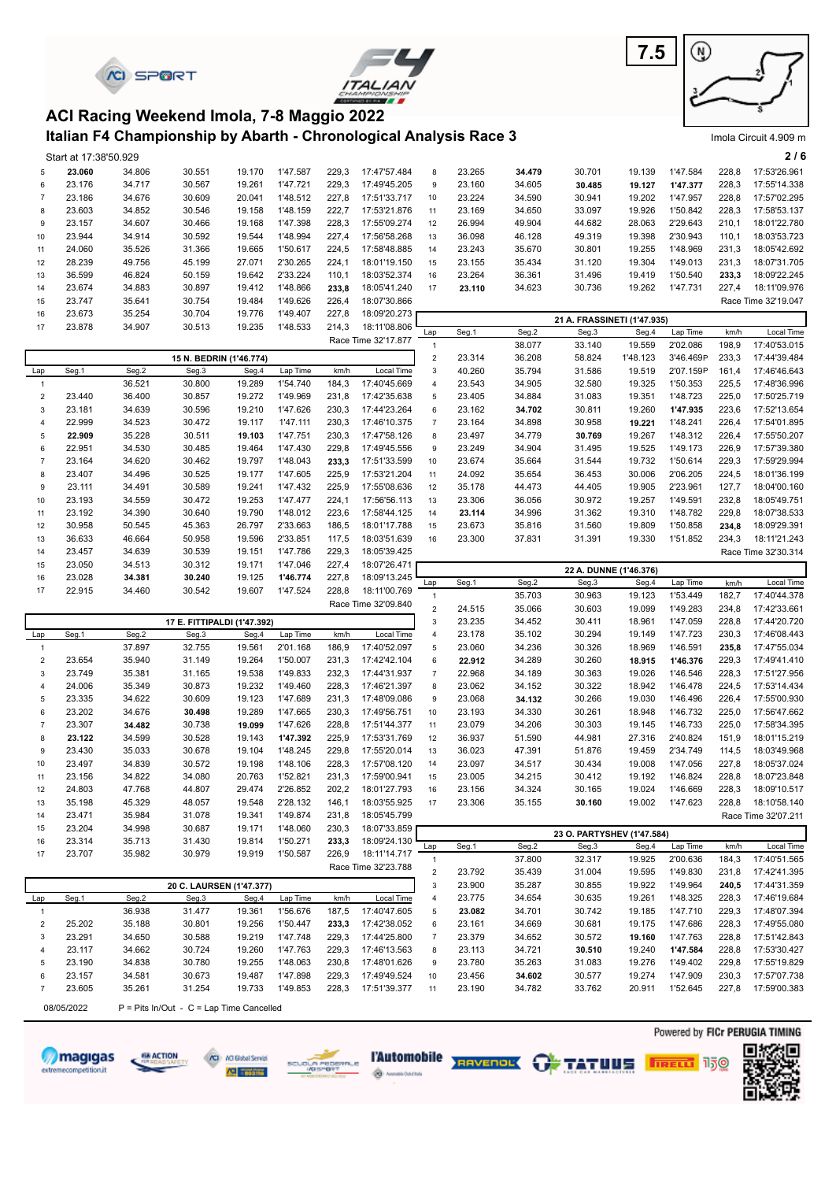# ACI Racing Weekend Imola, 7-8 Maggio 2022

## Italian F4 Championship by Abarth - Chronological Analysis Race 3

7.5

Imola Circuit 4.909 m

Start at 17:38'50.929

| Lap | Seg.1 | Seg.2 | Seg.3 | Seg.4 | Lap Time | km/h | Local Time |
|---|---|---|---|---|---|---|---|
| 5 | **23.060** | 34.806 | 30.551 | 19.170 | 1'47.587 | 229,3 | 17:47'57.484 |
| 6 | 23.176 | 34.717 | 30.567 | 19.261 | 1'47.721 | 229,3 | 17:49'45.205 |
| 7 | 23.186 | 34.676 | 30.609 | 20.041 | 1'48.512 | 227,8 | 17:51'33.717 |
| 8 | 23.603 | 34.852 | 30.546 | 19.158 | 1'48.159 | 222,7 | 17:53'21.876 |
| 9 | 23.157 | 34.607 | 30.466 | 19.168 | 1'47.398 | 228,3 | 17:55'09.274 |
| 10 | 23.944 | 34.914 | 30.592 | 19.544 | 1'48.994 | 227,4 | 17:56'58.268 |
| 11 | 24.060 | 35.526 | 31.366 | 19.665 | 1'50.617 | 224,5 | 17:58'48.885 |
| 12 | 28.239 | 49.756 | 45.199 | 27.071 | 2'30.265 | 224,1 | 18:01'19.150 |
| 13 | 36.599 | 46.824 | 50.159 | 19.642 | 2'33.224 | 110,1 | 18:03'52.374 |
| 14 | 23.674 | 34.883 | 30.897 | 19.412 | 1'48.866 | **233,8** | 18:05'41.240 |
| 15 | 23.747 | 35.641 | 30.754 | 19.484 | 1'49.626 | 226,4 | 18:07'30.866 |
| 16 | 23.673 | 35.254 | 30.704 | 19.776 | 1'49.407 | 227,8 | 18:09'20.273 |
| 17 | 23.878 | 34.907 | 30.513 | 19.235 | 1'48.533 | 214,3 | 18:11'08.806 |

Race Time 32'17.877

### 15 N. BEDRIN (1'46.774)

| Lap | Seg.1 | Seg.2 | Seg.3 | Seg.4 | Lap Time | km/h | Local Time |
|---|---|---|---|---|---|---|---|
| 1 | | 36.521 | 30.800 | 19.289 | 1'54.740 | 184,3 | 17:40'45.669 |
| 2 | 23.440 | 36.400 | 30.857 | 19.272 | 1'49.969 | 231,8 | 17:42'35.638 |
| 3 | 23.181 | 34.639 | 30.596 | 19.210 | 1'47.626 | 230,3 | 17:44'23.264 |
| 4 | 22.999 | 34.523 | 30.472 | 19.117 | 1'47.111 | 230,3 | 17:46'10.375 |
| 5 | **22.909** | 35.228 | 30.511 | **19.103** | 1'47.751 | 230,3 | 17:47'58.126 |
| 6 | 22.951 | 34.530 | 30.485 | 19.464 | 1'47.430 | 229,8 | 17:49'45.556 |
| 7 | 23.164 | 34.620 | 30.462 | 19.797 | 1'48.043 | **233,3** | 17:51'33.599 |
| 8 | 23.407 | 34.496 | 30.525 | 19.177 | 1'47.605 | 225,9 | 17:53'21.204 |
| 9 | 23.111 | 34.491 | 30.589 | 19.241 | 1'47.432 | 225,9 | 17:55'08.636 |
| 10 | 23.193 | 34.559 | 30.472 | 19.253 | 1'47.477 | 224,1 | 17:56'56.113 |
| 11 | 23.192 | 34.390 | 30.640 | 19.790 | 1'48.012 | 223,6 | 17:58'44.125 |
| 12 | 30.958 | 50.545 | 45.363 | 26.797 | 2'33.663 | 186,5 | 18:01'17.788 |
| 13 | 36.633 | 46.664 | 50.958 | 19.596 | 2'33.851 | 117,5 | 18:03'51.639 |
| 14 | 23.457 | 34.639 | 30.539 | 19.151 | 1'47.786 | 229,3 | 18:05'39.425 |
| 15 | 23.050 | 34.513 | 30.312 | 19.171 | 1'47.046 | 227,4 | 18:07'26.471 |
| 16 | 23.028 | **34.381** | **30.240** | 19.125 | **1'46.774** | 227,8 | 18:09'13.245 |
| 17 | 22.915 | 34.460 | 30.542 | 19.607 | 1'47.524 | 228,8 | 18:11'00.769 |

Race Time 32'09.840

### 17 E. FITTIPALDI (1'47.392)

| Lap | Seg.1 | Seg.2 | Seg.3 | Seg.4 | Lap Time | km/h | Local Time |
|---|---|---|---|---|---|---|---|
| 1 | | 37.897 | 32.755 | 19.561 | 2'01.168 | 186,9 | 17:40'52.097 |
| 2 | 23.654 | 35.940 | 31.149 | 19.264 | 1'50.007 | 231,3 | 17:42'42.104 |
| 3 | 23.749 | 35.381 | 31.165 | 19.538 | 1'49.833 | 232,3 | 17:44'31.937 |
| 4 | 24.006 | 35.349 | 30.873 | 19.232 | 1'49.460 | 228,3 | 17:46'21.397 |
| 5 | 23.335 | 34.622 | 30.609 | 19.123 | 1'47.689 | 231,3 | 17:48'09.086 |
| 6 | 23.202 | 34.676 | **30.498** | 19.289 | 1'47.665 | 230,3 | 17:49'56.751 |
| 7 | 23.307 | **34.482** | 30.738 | **19.099** | 1'47.626 | 228,8 | 17:51'44.377 |
| 8 | **23.122** | 34.599 | 30.528 | 19.143 | **1'47.392** | 225,9 | 17:53'31.769 |
| 9 | 23.430 | 35.033 | 30.678 | 19.104 | 1'48.245 | 229,8 | 17:55'20.014 |
| 10 | 23.497 | 34.839 | 30.572 | 19.198 | 1'48.106 | 228,3 | 17:57'08.120 |
| 11 | 23.156 | 34.822 | 34.080 | 20.763 | 1'52.821 | 231,3 | 17:59'00.941 |
| 12 | 24.803 | 47.768 | 44.807 | 29.474 | 2'26.852 | 202,2 | 18:01'27.793 |
| 13 | 35.198 | 45.329 | 48.057 | 19.548 | 2'28.132 | 146,1 | 18:03'55.925 |
| 14 | 23.471 | 35.984 | 31.078 | 19.341 | 1'49.874 | 231,8 | 18:05'45.799 |
| 15 | 23.204 | 34.998 | 30.687 | 19.171 | 1'48.060 | 230,3 | 18:07'33.859 |
| 16 | 23.314 | 35.713 | 31.430 | 19.814 | 1'50.271 | **233,3** | 18:09'24.130 |
| 17 | 23.707 | 35.982 | 30.979 | 19.919 | 1'50.587 | 226,9 | 18:11'14.717 |

Race Time 32'23.788

### 20 C. LAURSEN (1'47.377)

| Lap | Seg.1 | Seg.2 | Seg.3 | Seg.4 | Lap Time | km/h | Local Time |
|---|---|---|---|---|---|---|---|
| 1 | | 36.938 | 31.477 | 19.361 | 1'56.676 | 187,5 | 17:40'47.605 |
| 2 | 25.202 | 35.188 | 30.801 | 19.256 | 1'50.447 | **233,3** | 17:42'38.052 |
| 3 | 23.291 | 34.650 | 30.588 | 19.219 | 1'47.748 | 229,3 | 17:44'25.800 |
| 4 | 23.117 | 34.662 | 30.724 | 19.260 | 1'47.763 | 229,3 | 17:46'13.563 |
| 5 | 23.190 | 34.838 | 30.780 | 19.255 | 1'48.063 | 230,8 | 17:48'01.626 |
| 6 | 23.157 | 34.581 | 30.673 | 19.487 | 1'47.898 | 229,3 | 17:49'49.524 |
| 7 | 23.605 | 35.261 | 31.254 | 19.733 | 1'49.853 | 228,3 | 17:51'39.377 |
| 8 | 23.265 | **34.479** | 30.701 | 19.139 | 1'47.584 | 228,8 | 17:53'26.961 |
| 9 | 23.160 | 34.605 | **30.485** | **19.127** | **1'47.377** | 228,3 | 17:55'14.338 |
| 10 | 23.224 | 34.590 | 30.941 | 19.202 | 1'47.957 | 228,8 | 17:57'02.295 |
| 11 | 23.169 | 34.650 | 33.097 | 19.926 | 1'50.842 | 228,3 | 17:58'53.137 |
| 12 | 26.994 | 49.904 | 44.682 | 28.063 | 2'29.643 | 210,1 | 18:01'22.780 |
| 13 | 36.098 | 46.128 | 49.319 | 19.398 | 2'30.943 | 110,1 | 18:03'53.723 |
| 14 | 23.243 | 35.670 | 30.801 | 19.255 | 1'48.969 | 231,3 | 18:05'42.692 |
| 15 | 23.155 | 35.434 | 31.120 | 19.304 | 1'49.013 | 231,3 | 18:07'31.705 |
| 16 | 23.264 | 36.361 | 31.496 | 19.419 | 1'50.540 | **233,3** | 18:09'22.245 |
| 17 | **23.110** | 34.623 | 30.736 | 19.262 | 1'47.731 | 227,4 | 18:11'09.976 |

Race Time 32'19.047

### 21 A. FRASSINETI (1'47.935)

| Lap | Seg.1 | Seg.2 | Seg.3 | Seg.4 | Lap Time | km/h | Local Time |
|---|---|---|---|---|---|---|---|
| 1 | | 38.077 | 33.140 | 19.559 | 2'02.086 | 198,9 | 17:40'53.015 |
| 2 | 23.314 | 36.208 | 58.824 | 1'48.123 | 3'46.469P | 233,3 | 17:44'39.484 |
| 3 | 40.260 | 35.794 | 31.586 | 19.519 | 2'07.159P | 161,4 | 17:46'46.643 |
| 4 | 23.543 | 34.905 | 32.580 | 19.325 | 1'50.353 | 225,5 | 17:48'36.996 |
| 5 | 23.405 | 34.884 | 31.083 | 19.351 | 1'48.723 | 225,0 | 17:50'25.719 |
| 6 | 23.162 | **34.702** | 30.811 | 19.260 | **1'47.935** | 223,6 | 17:52'13.654 |
| 7 | 23.164 | 34.898 | 30.958 | **19.221** | 1'48.241 | 226,4 | 17:54'01.895 |
| 8 | 23.497 | 34.779 | **30.769** | 19.267 | 1'48.312 | 226,4 | 17:55'50.207 |
| 9 | 23.249 | 34.904 | 31.495 | 19.525 | 1'49.173 | 226,9 | 17:57'39.380 |
| 10 | 23.674 | 35.664 | 31.544 | 19.732 | 1'50.614 | 229,3 | 17:59'29.994 |
| 11 | 24.092 | 35.654 | 36.453 | 30.006 | 2'06.205 | 224,5 | 18:01'36.199 |
| 12 | 35.178 | 44.473 | 44.405 | 19.905 | 2'23.961 | 127,7 | 18:04'00.160 |
| 13 | 23.306 | 36.056 | 30.972 | 19.257 | 1'49.591 | 232,8 | 18:05'49.751 |
| 14 | **23.114** | 34.996 | 31.362 | 19.310 | 1'48.782 | 229,8 | 18:07'38.533 |
| 15 | 23.673 | 35.816 | 31.560 | 19.809 | 1'50.858 | **234,8** | 18:09'29.391 |
| 16 | 23.300 | 37.831 | 31.391 | 19.330 | 1'51.852 | 234,3 | 18:11'21.243 |

Race Time 32'30.314

### 22 A. DUNNE (1'46.376)

| Lap | Seg.1 | Seg.2 | Seg.3 | Seg.4 | Lap Time | km/h | Local Time |
|---|---|---|---|---|---|---|---|
| 1 | | 35.703 | 30.963 | 19.123 | 1'53.449 | 182,7 | 17:40'44.378 |
| 2 | 24.515 | 35.066 | 30.603 | 19.099 | 1'49.283 | 234,8 | 17:42'33.661 |
| 3 | 23.235 | 34.452 | 30.411 | 18.961 | 1'47.059 | 228,8 | 17:44'20.720 |
| 4 | 23.178 | 35.102 | 30.294 | 19.149 | 1'47.723 | 230,3 | 17:46'08.443 |
| 5 | 23.060 | 34.236 | 30.326 | 18.969 | 1'46.591 | **235,8** | 17:47'55.034 |
| 6 | **22.912** | 34.289 | 30.260 | **18.915** | **1'46.376** | 229,3 | 17:49'41.410 |
| 7 | 22.968 | 34.189 | 30.363 | 19.026 | 1'46.546 | 228,3 | 17:51'27.956 |
| 8 | 23.062 | 34.152 | 30.322 | 18.942 | 1'46.478 | 224,5 | 17:53'14.434 |
| 9 | 23.068 | **34.132** | 30.266 | 19.030 | 1'46.496 | 226,4 | 17:55'00.930 |
| 10 | 23.193 | 34.330 | 30.261 | 18.948 | 1'46.732 | 225,0 | 17:56'47.662 |
| 11 | 23.079 | 34.206 | 30.303 | 19.145 | 1'46.733 | 225,0 | 17:58'34.395 |
| 12 | 36.937 | 51.590 | 44.981 | 27.316 | 2'40.824 | 151,9 | 18:01'15.219 |
| 13 | 36.023 | 47.391 | 51.876 | 19.459 | 2'34.749 | 114,5 | 18:03'49.968 |
| 14 | 23.097 | 34.517 | 30.434 | 19.008 | 1'47.056 | 227,8 | 18:05'37.024 |
| 15 | 23.005 | 34.215 | 30.412 | 19.192 | 1'46.824 | 228,8 | 18:07'23.848 |
| 16 | 23.156 | 34.324 | 30.165 | 19.024 | 1'46.669 | 228,3 | 18:09'10.517 |
| 17 | 23.306 | 35.155 | **30.160** | 19.002 | 1'47.623 | 228,8 | 18:10'58.140 |

Race Time 32'07.211

### 23 O. PARTYSHEV (1'47.584)

| Lap | Seg.1 | Seg.2 | Seg.3 | Seg.4 | Lap Time | km/h | Local Time |
|---|---|---|---|---|---|---|---|
| 1 | | 37.800 | 32.317 | 19.925 | 2'00.636 | 184,3 | 17:40'51.565 |
| 2 | 23.792 | 35.439 | 31.004 | 19.595 | 1'49.830 | 231,8 | 17:42'41.395 |
| 3 | 23.900 | 35.287 | 30.855 | 19.922 | 1'49.964 | **240,5** | 17:44'31.359 |
| 4 | 23.775 | 34.654 | 30.635 | 19.261 | 1'48.325 | 228,3 | 17:46'19.684 |
| 5 | **23.082** | 34.701 | 30.742 | 19.185 | 1'47.710 | 229,3 | 17:48'07.394 |
| 6 | 23.161 | 34.669 | 30.681 | 19.175 | 1'47.686 | 228,3 | 17:49'55.080 |
| 7 | 23.379 | 34.652 | 30.572 | **19.160** | 1'47.763 | 228,8 | 17:51'42.843 |
| 8 | 23.113 | 34.721 | **30.510** | 19.240 | **1'47.584** | 228,8 | 17:53'30.427 |
| 9 | 23.780 | 35.263 | 31.083 | 19.276 | 1'49.402 | 229,8 | 17:55'19.829 |
| 10 | 23.456 | **34.602** | 30.577 | 19.274 | 1'47.909 | 230,3 | 17:57'07.738 |
| 11 | 23.190 | 34.782 | 33.762 | 20.911 | 1'52.645 | 227,8 | 17:59'00.383 |

08/05/2022 P = Pits In/Out - C = Lap Time Cancelled

Powered by FICr PERUGIA TIMING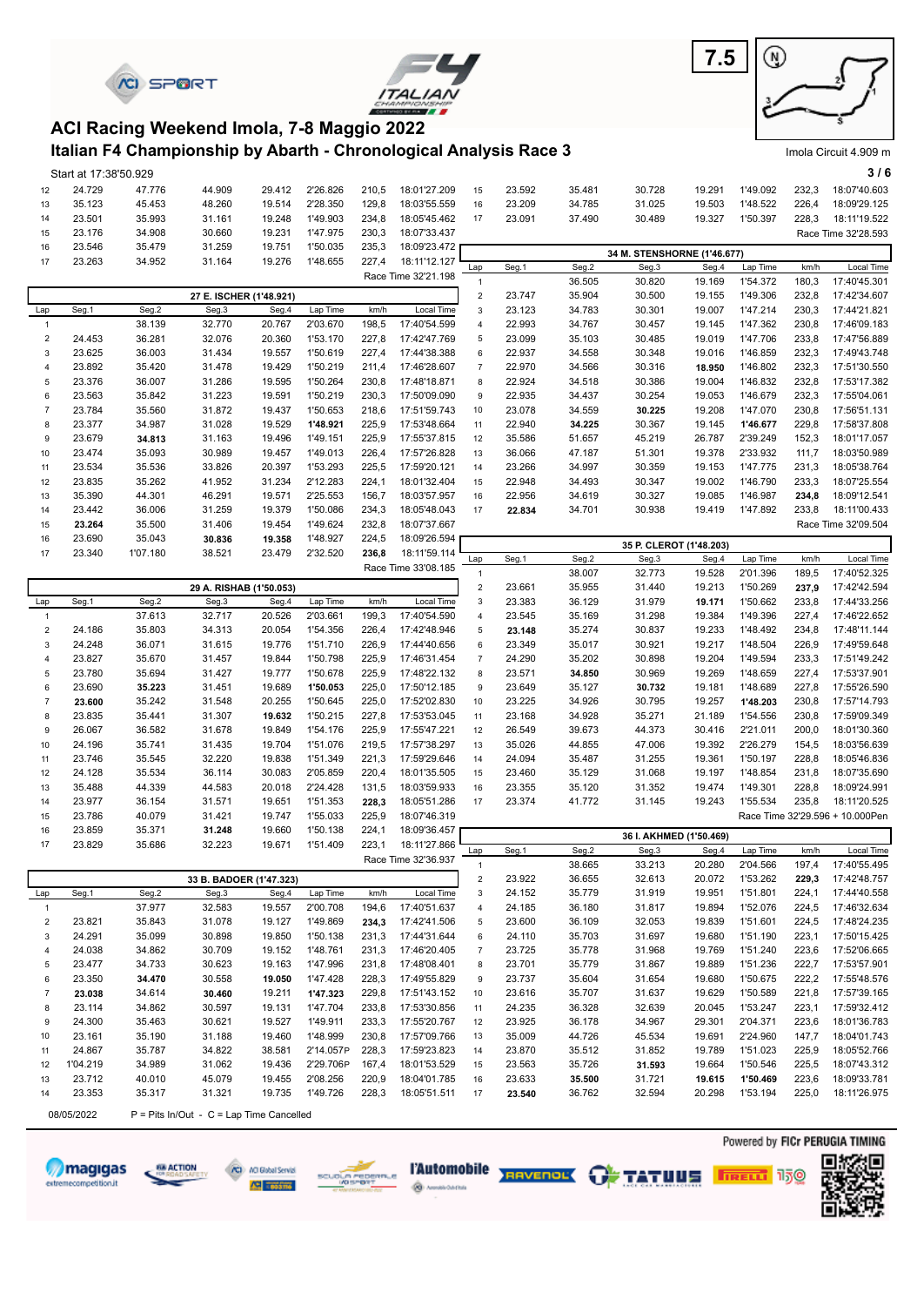# ACI Racing Weekend Imola, 7-8 Maggio 2022

## Italian F4 Championship by Abarth - Chronological Analysis Race 3

Imola Circuit 4.909 m

Start at 17:38'50.929

| Lap | Seg.1 | Seg.2 | Seg.3 | Seg.4 | Lap Time | km/h | Local Time |
|---|---|---|---|---|---|---|---|
| 12 | 24.729 | 47.776 | 44.909 | 29.412 | 2'26.826 | 210,5 | 18:01'27.209 |
| 13 | 35.123 | 45.453 | 48.260 | 19.514 | 2'28.350 | 129,8 | 18:03'55.559 |
| 14 | 23.501 | 35.993 | 31.161 | 19.248 | 1'49.903 | 234,8 | 18:05'45.462 |
| 15 | 23.176 | 34.908 | 30.660 | 19.231 | 1'47.975 | 230,3 | 18:07'33.437 |
| 16 | 23.546 | 35.479 | 31.259 | 19.751 | 1'50.035 | 235,3 | 18:09'23.472 |
| 17 | 23.263 | 34.952 | 31.164 | 19.276 | 1'48.655 | 227,4 | 18:11'12.127 |

Race Time 32'21.198

### 27 E. ISCHER (1'48.921)

| Lap | Seg.1 | Seg.2 | Seg.3 | Seg.4 | Lap Time | km/h | Local Time |
|---|---|---|---|---|---|---|---|
| 1 | | 38.139 | 32.770 | 20.767 | 2'03.670 | 198,5 | 17:40'54.599 |
| 2 | 24.453 | 36.281 | 32.076 | 20.360 | 1'53.170 | 227,8 | 17:42'47.769 |
| 3 | 23.625 | 36.003 | 31.434 | 19.557 | 1'50.619 | 227,4 | 17:44'38.388 |
| 4 | 23.892 | 35.420 | 31.478 | 19.429 | 1'50.219 | 211,4 | 17:46'28.607 |
| 5 | 23.376 | 36.007 | 31.286 | 19.595 | 1'50.264 | 230,8 | 17:48'18.871 |
| 6 | 23.563 | 35.842 | 31.223 | 19.591 | 1'50.219 | 230,3 | 17:50'09.090 |
| 7 | 23.784 | 35.560 | 31.872 | 19.437 | 1'50.653 | 218,6 | 17:51'59.743 |
| 8 | 23.377 | 34.987 | 31.028 | 19.529 | **1'48.921** | 225,9 | 17:53'48.664 |
| 9 | 23.679 | **34.813** | 31.163 | 19.496 | 1'49.151 | 225,9 | 17:55'37.815 |
| 10 | 23.474 | 35.093 | 30.989 | 19.457 | 1'49.013 | 226,4 | 17:57'26.828 |
| 11 | 23.534 | 35.536 | 33.826 | 20.397 | 1'53.293 | 225,5 | 17:59'20.121 |
| 12 | 23.835 | 35.262 | 41.952 | 31.234 | 2'12.283 | 224,1 | 18:01'32.404 |
| 13 | 35.390 | 44.301 | 46.291 | 19.571 | 2'25.553 | 156,7 | 18:03'57.957 |
| 14 | 23.442 | 36.006 | 31.259 | 19.379 | 1'50.086 | 234,3 | 18:05'48.043 |
| 15 | **23.264** | 35.500 | 31.406 | 19.454 | 1'49.624 | 232,8 | 18:07'37.667 |
| 16 | 23.690 | 35.043 | **30.836** | **19.358** | 1'48.927 | 224,5 | 18:09'26.594 |
| 17 | 23.340 | 1'07.180 | 38.521 | 23.479 | 2'32.520 | **236,8** | 18:11'59.114 |

Race Time 33'08.185

### 29 A. RISHAB (1'50.053)

| Lap | Seg.1 | Seg.2 | Seg.3 | Seg.4 | Lap Time | km/h | Local Time |
|---|---|---|---|---|---|---|---|
| 1 | | 37.613 | 32.717 | 20.526 | 2'03.661 | 199,3 | 17:40'54.590 |
| 2 | 24.186 | 35.803 | 34.313 | 20.054 | 1'54.356 | 226,4 | 17:42'48.946 |
| 3 | 24.248 | 36.071 | 31.615 | 19.776 | 1'51.710 | 226,9 | 17:44'40.656 |
| 4 | 23.827 | 35.670 | 31.457 | 19.844 | 1'50.798 | 225,9 | 17:46'31.454 |
| 5 | 23.780 | 35.694 | 31.427 | 19.777 | 1'50.678 | 225,9 | 17:48'22.132 |
| 6 | 23.690 | **35.223** | 31.451 | 19.689 | **1'50.053** | 225,0 | 17:50'12.185 |
| 7 | **23.600** | 35.242 | 31.548 | 20.255 | 1'50.645 | 225,0 | 17:52'02.830 |
| 8 | 23.835 | 35.441 | 31.307 | **19.632** | 1'50.215 | 227,8 | 17:53'53.045 |
| 9 | 26.067 | 36.582 | 31.678 | 19.849 | 1'54.176 | 225,9 | 17:55'47.221 |
| 10 | 24.196 | 35.741 | 31.435 | 19.704 | 1'51.076 | 219,5 | 17:57'38.297 |
| 11 | 23.746 | 35.545 | 32.220 | 19.838 | 1'51.349 | 221,3 | 17:59'29.646 |
| 12 | 24.128 | 35.534 | 36.114 | 30.083 | 2'05.859 | 220,4 | 18:01'35.505 |
| 13 | 35.488 | 44.339 | 44.583 | 20.018 | 2'24.428 | 131,5 | 18:03'59.933 |
| 14 | 23.977 | 36.154 | 31.571 | 19.651 | 1'51.353 | **228,3** | 18:05'51.286 |
| 15 | 23.786 | 40.079 | 31.421 | 19.747 | 1'55.033 | 225,9 | 18:07'46.319 |
| 16 | 23.859 | 35.371 | **31.248** | 19.660 | 1'50.138 | 224,1 | 18:09'36.457 |
| 17 | 23.829 | 35.686 | 32.223 | 19.671 | 1'51.409 | 223,1 | 18:11'27.866 |

Race Time 32'36.937

### 33 B. BADOER (1'47.323)

| Lap | Seg.1 | Seg.2 | Seg.3 | Seg.4 | Lap Time | km/h | Local Time |
|---|---|---|---|---|---|---|---|
| 1 | | 37.977 | 32.583 | 19.557 | 2'00.708 | 194,6 | 17:40'51.637 |
| 2 | 23.821 | 35.843 | 31.078 | 19.127 | 1'49.869 | **234,3** | 17:42'41.506 |
| 3 | 24.291 | 35.099 | 30.898 | 19.850 | 1'50.138 | 231,3 | 17:44'31.644 |
| 4 | 24.038 | 34.862 | 30.709 | 19.152 | 1'48.761 | 231,3 | 17:46'20.405 |
| 5 | 23.477 | 34.733 | 30.623 | 19.163 | 1'47.996 | 231,8 | 17:48'08.401 |
| 6 | 23.350 | **34.470** | 30.558 | **19.050** | 1'47.428 | 228,3 | 17:49'55.829 |
| 7 | **23.038** | 34.614 | **30.460** | 19.211 | **1'47.323** | 229,8 | 17:51'43.152 |
| 8 | 23.114 | 34.862 | 30.597 | 19.131 | 1'47.704 | 233,8 | 17:53'30.856 |
| 9 | 24.300 | 35.463 | 30.621 | 19.527 | 1'49.911 | 233,3 | 17:55'20.767 |
| 10 | 23.161 | 35.190 | 31.188 | 19.460 | 1'48.999 | 230,8 | 17:57'09.766 |
| 11 | 24.867 | 35.787 | 34.822 | 38.581 | 2'14.057P | 228,3 | 17:59'23.823 |
| 12 | 1'04.219 | 34.989 | 31.062 | 19.436 | 2'29.706P | 167,4 | 18:01'53.529 |
| 13 | 23.712 | 40.010 | 45.079 | 19.455 | 2'08.256 | 220,9 | 18:04'01.785 |
| 14 | 23.353 | 35.317 | 31.321 | 19.735 | 1'49.726 | 228,3 | 18:05'51.511 |

| Lap | Seg.1 | Seg.2 | Seg.3 | Seg.4 | Lap Time | km/h | Local Time |
|---|---|---|---|---|---|---|---|
| 15 | 23.592 | 35.481 | 30.728 | 19.291 | 1'49.092 | 232,3 | 18:07'40.603 |
| 16 | 23.209 | 34.785 | 31.025 | 19.503 | 1'48.522 | 226,4 | 18:09'29.125 |
| 17 | 23.091 | 37.490 | 30.489 | 19.327 | 1'50.397 | 228,3 | 18:11'19.522 |

Race Time 32'28.593

### 34 M. STENSHORNE (1'46.677)

| Lap | Seg.1 | Seg.2 | Seg.3 | Seg.4 | Lap Time | km/h | Local Time |
|---|---|---|---|---|---|---|---|
| 1 | | 36.505 | 30.820 | 19.169 | 1'54.372 | 180,3 | 17:40'45.301 |
| 2 | 23.747 | 35.904 | 30.500 | 19.155 | 1'49.306 | 232,8 | 17:42'34.607 |
| 3 | 23.123 | 34.783 | 30.301 | 19.007 | 1'47.214 | 230,3 | 17:44'21.821 |
| 4 | 22.993 | 34.767 | 30.457 | 19.145 | 1'47.362 | 230,8 | 17:46'09.183 |
| 5 | 23.099 | 35.103 | 30.485 | 19.019 | 1'47.706 | 233,8 | 17:47'56.889 |
| 6 | 22.937 | 34.558 | 30.348 | 19.016 | 1'46.859 | 232,3 | 17:49'43.748 |
| 7 | 22.970 | 34.566 | 30.316 | **18.950** | 1'46.802 | 232,3 | 17:51'30.550 |
| 8 | 22.924 | 34.518 | 30.386 | 19.004 | 1'46.832 | 232,8 | 17:53'17.382 |
| 9 | 22.935 | 34.437 | 30.254 | 19.053 | 1'46.679 | 232,3 | 17:55'04.061 |
| 10 | 23.078 | 34.559 | **30.225** | 19.208 | 1'47.070 | 230,8 | 17:56'51.131 |
| 11 | 22.940 | **34.225** | 30.367 | 19.145 | **1'46.677** | 229,8 | 17:58'37.808 |
| 12 | 35.586 | 51.657 | 45.219 | 26.787 | 2'39.249 | 152,3 | 18:01'17.057 |
| 13 | 36.066 | 47.187 | 51.301 | 19.378 | 2'33.932 | 111,7 | 18:03'50.989 |
| 14 | 23.266 | 34.997 | 30.359 | 19.153 | 1'47.775 | 231,3 | 18:05'38.764 |
| 15 | 22.948 | 34.493 | 30.347 | 19.002 | 1'46.790 | 233,3 | 18:07'25.554 |
| 16 | 22.956 | 34.619 | 30.327 | 19.085 | 1'46.987 | **234,8** | 18:09'12.541 |
| 17 | **22.834** | 34.701 | 30.938 | 19.419 | 1'47.892 | 233,8 | 18:11'00.433 |

Race Time 32'09.504

### 35 P. CLEROT (1'48.203)

| Lap | Seg.1 | Seg.2 | Seg.3 | Seg.4 | Lap Time | km/h | Local Time |
|---|---|---|---|---|---|---|---|
| 1 | | 38.007 | 32.773 | 19.528 | 2'01.396 | 189,5 | 17:40'52.325 |
| 2 | 23.661 | 35.955 | 31.440 | 19.213 | 1'50.269 | **237,9** | 17:42'42.594 |
| 3 | 23.383 | 36.129 | 31.979 | **19.171** | 1'50.662 | 233,8 | 17:44'33.256 |
| 4 | 23.545 | 35.169 | 31.298 | 19.384 | 1'49.396 | 227,4 | 17:46'22.652 |
| 5 | **23.148** | 35.274 | 30.837 | 19.233 | 1'48.492 | 234,8 | 17:48'11.144 |
| 6 | 23.349 | 35.017 | 30.921 | 19.217 | 1'48.504 | 226,9 | 17:49'59.648 |
| 7 | 24.290 | 35.202 | 30.898 | 19.204 | 1'49.594 | 233,3 | 17:51'49.242 |
| 8 | 23.571 | **34.850** | 30.969 | 19.269 | 1'48.659 | 227,4 | 17:53'37.901 |
| 9 | 23.649 | 35.127 | **30.732** | 19.181 | 1'48.689 | 227,8 | 17:55'26.590 |
| 10 | 23.225 | 34.926 | 30.795 | 19.257 | **1'48.203** | 230,8 | 17:57'14.793 |
| 11 | 23.168 | 34.928 | 35.271 | 21.189 | 1'54.556 | 230,8 | 17:59'09.349 |
| 12 | 26.549 | 39.673 | 44.373 | 30.416 | 2'21.011 | 200,0 | 18:01'30.360 |
| 13 | 35.026 | 44.855 | 47.006 | 19.392 | 2'26.279 | 154,5 | 18:03'56.639 |
| 14 | 24.094 | 35.487 | 31.255 | 19.361 | 1'50.197 | 228,8 | 18:05'46.836 |
| 15 | 23.460 | 35.129 | 31.068 | 19.197 | 1'48.854 | 231,8 | 18:07'35.690 |
| 16 | 23.355 | 35.120 | 31.352 | 19.474 | 1'49.301 | 228,8 | 18:09'24.991 |
| 17 | 23.374 | 41.772 | 31.145 | 19.243 | 1'55.534 | 235,8 | 18:11'20.525 |

Race Time 32'29.596 + 10.000Pen

### 36 I. AKHMED (1'50.469)

| Lap | Seg.1 | Seg.2 | Seg.3 | Seg.4 | Lap Time | km/h | Local Time |
|---|---|---|---|---|---|---|---|
| 1 | | 38.665 | 33.213 | 20.280 | 2'04.566 | 197,4 | 17:40'55.495 |
| 2 | 23.922 | 36.655 | 32.613 | 20.072 | 1'53.262 | **229,3** | 17:42'48.757 |
| 3 | 24.152 | 35.779 | 31.919 | 19.951 | 1'51.801 | 224,1 | 17:44'40.558 |
| 4 | 24.185 | 36.180 | 31.817 | 19.894 | 1'52.076 | 224,5 | 17:46'32.634 |
| 5 | 23.600 | 36.109 | 32.053 | 19.839 | 1'51.601 | 224,5 | 17:48'24.235 |
| 6 | 24.110 | 35.703 | 31.697 | 19.680 | 1'51.190 | 223,1 | 17:50'15.425 |
| 7 | 23.725 | 35.778 | 31.968 | 19.769 | 1'51.240 | 223,6 | 17:52'06.665 |
| 8 | 23.701 | 35.779 | 31.867 | 19.889 | 1'51.236 | 222,7 | 17:53'57.901 |
| 9 | 23.737 | 35.604 | 31.654 | 19.680 | 1'50.675 | 222,2 | 17:55'48.576 |
| 10 | 23.616 | 35.707 | 31.637 | 19.629 | 1'50.589 | 221,8 | 17:57'39.165 |
| 11 | 24.235 | 36.328 | 32.639 | 20.045 | 1'53.247 | 223,1 | 17:59'32.412 |
| 12 | 23.925 | 36.178 | 34.967 | 29.301 | 2'04.371 | 223,6 | 18:01'36.783 |
| 13 | 35.009 | 44.726 | 45.534 | 19.691 | 2'24.960 | 147,7 | 18:04'01.743 |
| 14 | 23.870 | 35.512 | 31.852 | 19.789 | 1'51.023 | 225,9 | 18:05'52.766 |
| 15 | 23.563 | 35.726 | **31.593** | 19.664 | 1'50.546 | 225,5 | 18:07'43.312 |
| 16 | 23.633 | **35.500** | 31.721 | **19.615** | **1'50.469** | 223,6 | 18:09'33.781 |
| 17 | **23.540** | 36.762 | 32.594 | 20.298 | 1'53.194 | 225,0 | 18:11'26.975 |

08/05/2022 P = Pits In/Out - C = Lap Time Cancelled

Powered by FICr PERUGIA TIMING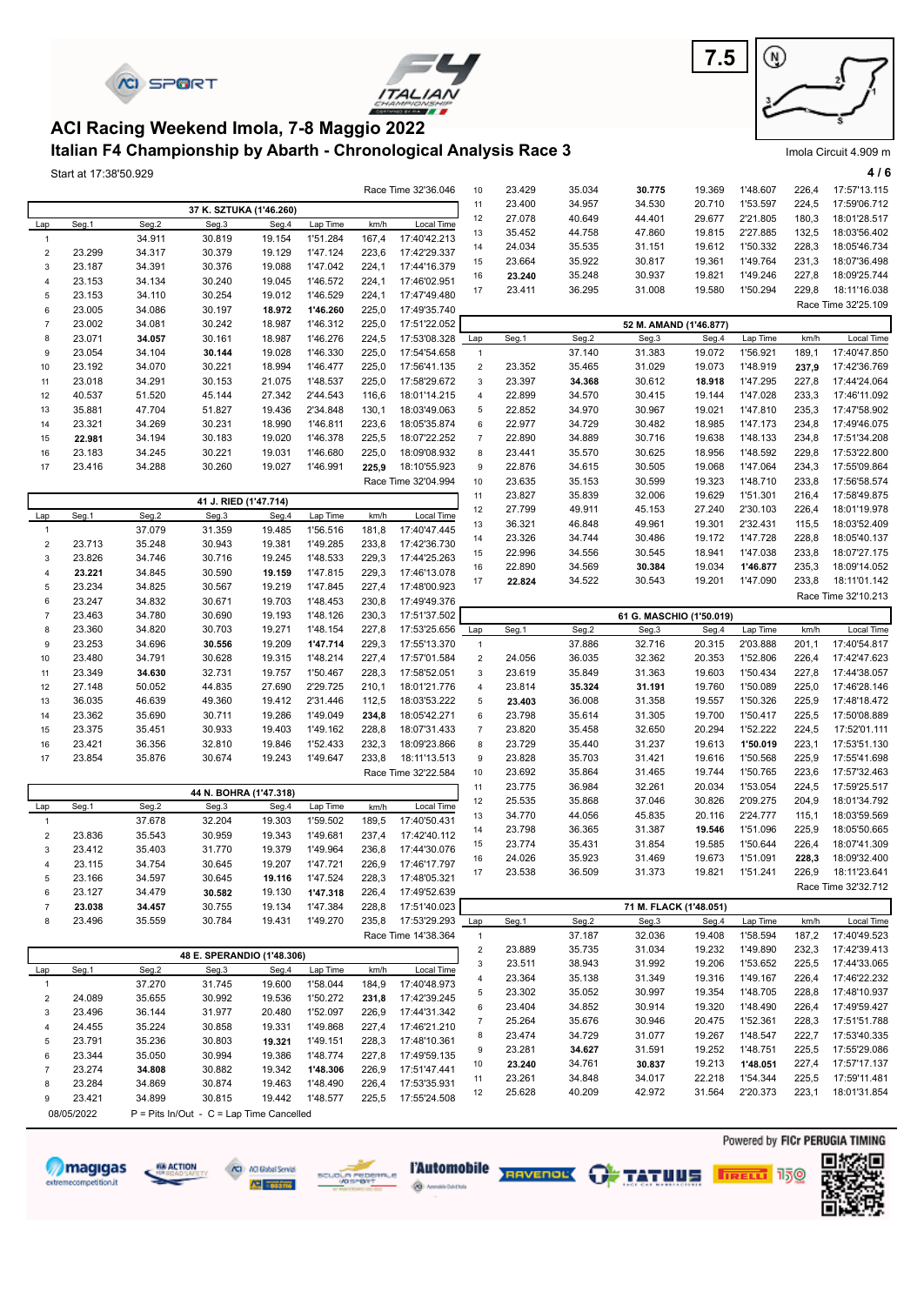# ACI Racing Weekend Imola, 7-8 Maggio 2022

## Italian F4 Championship by Abarth - Chronological Analysis Race 3

Imola Circuit 4.909 m

Start at 17:38'50.929

Race Time 32'36.046

### 37 K. SZTUKA (1'46.260)

| Lap | Seg.1 | Seg.2 | Seg.3 | Seg.4 | Lap Time | km/h | Local Time |
|---|---|---|---|---|---|---|---|
| 1 | | 34.911 | 30.819 | 19.154 | 1'51.284 | 167,4 | 17:40'42.213 |
| 2 | 23.299 | 34.317 | 30.379 | 19.129 | 1'47.124 | 223,6 | 17:42'29.337 |
| 3 | 23.187 | 34.391 | 30.376 | 19.088 | 1'47.042 | 224,1 | 17:44'16.379 |
| 4 | 23.153 | 34.134 | 30.240 | 19.045 | 1'46.572 | 224,1 | 17:46'02.951 |
| 5 | 23.153 | 34.110 | 30.254 | 19.012 | 1'46.529 | 224,1 | 17:47'49.480 |
| 6 | 23.005 | 34.086 | 30.197 | **18.972** | **1'46.260** | 225,0 | 17:49'35.740 |
| 7 | 23.002 | 34.081 | 30.242 | 18.987 | 1'46.312 | 225,0 | 17:51'22.052 |
| 8 | 23.071 | **34.057** | 30.161 | 18.987 | 1'46.276 | 224,5 | 17:53'08.328 |
| 9 | 23.054 | 34.104 | **30.144** | 19.028 | 1'46.330 | 225,0 | 17:54'54.658 |
| 10 | 23.192 | 34.070 | 30.221 | 18.994 | 1'46.477 | 225,0 | 17:56'41.135 |
| 11 | 23.018 | 34.291 | 30.153 | 21.075 | 1'48.537 | 225,0 | 17:58'29.672 |
| 12 | 40.537 | 51.520 | 45.144 | 27.342 | 2'44.543 | 116,6 | 18:01'14.215 |
| 13 | 35.881 | 47.704 | 51.827 | 19.436 | 2'34.848 | 130,1 | 18:03'49.063 |
| 14 | 23.321 | 34.269 | 30.231 | 18.990 | 1'46.811 | 223,6 | 18:05'35.874 |
| 15 | **22.981** | 34.194 | 30.183 | 19.020 | 1'46.378 | 225,5 | 18:07'22.252 |
| 16 | 23.183 | 34.245 | 30.221 | 19.031 | 1'46.680 | 225,0 | 18:09'08.932 |
| 17 | 23.416 | 34.288 | 30.260 | 19.027 | 1'46.991 | **225,9** | 18:10'55.923 |

Race Time 32'04.994

### 41 J. RIED (1'47.714)

| Lap | Seg.1 | Seg.2 | Seg.3 | Seg.4 | Lap Time | km/h | Local Time |
|---|---|---|---|---|---|---|---|
| 1 | | 37.079 | 31.359 | 19.485 | 1'56.516 | 181,8 | 17:40'47.445 |
| 2 | 23.713 | 35.248 | 30.943 | 19.381 | 1'49.285 | 233,8 | 17:42'36.730 |
| 3 | 23.826 | 34.746 | 30.716 | 19.245 | 1'48.533 | 229,3 | 17:44'25.263 |
| 4 | **23.221** | 34.845 | 30.590 | **19.159** | 1'47.815 | 229,3 | 17:46'13.078 |
| 5 | 23.234 | 34.825 | 30.567 | 19.219 | 1'47.845 | 227,4 | 17:48'00.923 |
| 6 | 23.247 | 34.832 | 30.671 | 19.703 | 1'48.453 | 230,8 | 17:49'49.376 |
| 7 | 23.463 | 34.780 | 30.690 | 19.193 | 1'48.126 | 230,3 | 17:51'37.502 |
| 8 | 23.360 | 34.820 | 30.703 | 19.271 | 1'48.154 | 227,8 | 17:53'25.656 |
| 9 | 23.253 | 34.696 | **30.556** | 19.209 | **1'47.714** | 229,3 | 17:55'13.370 |
| 10 | 23.480 | 34.791 | 30.628 | 19.315 | 1'48.214 | 227,4 | 17:57'01.584 |
| 11 | 23.349 | **34.630** | 32.731 | 19.757 | 1'50.467 | 228,3 | 17:58'52.051 |
| 12 | 27.148 | 50.052 | 44.835 | 27.690 | 2'29.725 | 210,1 | 18:01'21.776 |
| 13 | 36.035 | 46.639 | 49.360 | 19.412 | 2'31.446 | 112,5 | 18:03'53.222 |
| 14 | 23.362 | 35.690 | 30.711 | 19.286 | 1'49.049 | **234,8** | 18:05'42.271 |
| 15 | 23.375 | 35.451 | 30.933 | 19.403 | 1'49.162 | 228,8 | 18:07'31.433 |
| 16 | 23.421 | 36.356 | 32.810 | 19.846 | 1'52.433 | 232,3 | 18:09'23.866 |
| 17 | 23.854 | 35.876 | 30.674 | 19.243 | 1'49.647 | 233,8 | 18:11'13.513 |

Race Time 32'22.584

### 44 N. BOHRA (1'47.318)

| Lap | Seg.1 | Seg.2 | Seg.3 | Seg.4 | Lap Time | km/h | Local Time |
|---|---|---|---|---|---|---|---|
| 1 | | 37.678 | 32.204 | 19.303 | 1'59.502 | 189,5 | 17:40'50.431 |
| 2 | 23.836 | 35.543 | 30.959 | 19.343 | 1'49.681 | **237,4** | 17:42'40.112 |
| 3 | 23.412 | 35.403 | 31.770 | 19.379 | 1'49.964 | 236,8 | 17:44'30.076 |
| 4 | 23.115 | 34.754 | 30.645 | 19.207 | 1'47.721 | 226,9 | 17:46'17.797 |
| 5 | 23.166 | 34.597 | 30.645 | **19.116** | 1'47.524 | 228,3 | 17:48'05.321 |
| 6 | 23.127 | 34.479 | **30.582** | 19.130 | **1'47.318** | 226,4 | 17:49'52.639 |
| 7 | **23.038** | **34.457** | 30.755 | 19.134 | 1'47.384 | 228,8 | 17:51'40.023 |
| 8 | 23.496 | 35.559 | 30.784 | 19.431 | 1'49.270 | 235,8 | 17:53'29.293 |

Race Time 14'38.364

### 48 E. SPERANDIO (1'48.306)

| Lap | Seg.1 | Seg.2 | Seg.3 | Seg.4 | Lap Time | km/h | Local Time |
|---|---|---|---|---|---|---|---|
| 1 | | 37.270 | 31.745 | 19.600 | 1'58.044 | 184,9 | 17:40'48.973 |
| 2 | 24.089 | 35.655 | 30.992 | 19.536 | 1'50.272 | **231,8** | 17:42'39.245 |
| 3 | 23.496 | 36.144 | 31.977 | 20.480 | 1'52.097 | 226,9 | 17:44'31.342 |
| 4 | 24.455 | 35.224 | 30.858 | 19.331 | 1'49.868 | 227,4 | 17:46'21.210 |
| 5 | 23.791 | 35.236 | 30.803 | **19.321** | 1'49.151 | 228,3 | 17:48'10.361 |
| 6 | 23.344 | 35.050 | 30.994 | 19.386 | 1'48.774 | 227,8 | 17:49'59.135 |
| 7 | 23.274 | **34.808** | 30.882 | 19.342 | **1'48.306** | 226,9 | 17:51'47.441 |
| 8 | 23.284 | 34.869 | 30.874 | 19.463 | 1'48.490 | 226,4 | 17:53'35.931 |
| 9 | 23.421 | 34.899 | 30.815 | 19.442 | 1'48.577 | 225,5 | 17:55'24.508 |
| 10 | 23.429 | 35.034 | **30.775** | 19.369 | 1'48.607 | 226,4 | 17:57'13.115 |
| 11 | 23.400 | 34.957 | 34.530 | 20.710 | 1'53.597 | 224,5 | 17:59'06.712 |
| 12 | 27.078 | 40.649 | 44.401 | 29.677 | 2'21.805 | 180,3 | 18:01'28.517 |
| 13 | 35.452 | 44.758 | 47.860 | 19.815 | 2'27.885 | 132,5 | 18:03'56.402 |
| 14 | 24.034 | 35.535 | 31.151 | 19.612 | 1'50.332 | 228,3 | 18:05'46.734 |
| 15 | 23.664 | 35.922 | 30.817 | 19.361 | 1'49.764 | 231,3 | 18:07'36.498 |
| 16 | **23.240** | 35.248 | 30.937 | 19.821 | 1'49.246 | 227,8 | 18:09'25.744 |
| 17 | 23.411 | 36.295 | 31.008 | 19.580 | 1'50.294 | 229,8 | 18:11'16.038 |

Race Time 32'25.109

### 52 M. AMAND (1'46.877)

| Lap | Seg.1 | Seg.2 | Seg.3 | Seg.4 | Lap Time | km/h | Local Time |
|---|---|---|---|---|---|---|---|
| 1 | | 37.140 | 31.383 | 19.072 | 1'56.921 | 189,1 | 17:40'47.850 |
| 2 | 23.352 | 35.465 | 31.029 | 19.073 | 1'48.919 | **237,9** | 17:42'36.769 |
| 3 | 23.397 | **34.368** | 30.612 | **18.918** | 1'47.295 | 227,8 | 17:44'24.064 |
| 4 | 22.899 | 34.570 | 30.415 | 19.144 | 1'47.028 | 233,3 | 17:46'11.092 |
| 5 | 22.852 | 34.970 | 30.967 | 19.021 | 1'47.810 | 235,3 | 17:47'58.902 |
| 6 | 22.977 | 34.729 | 30.482 | 18.985 | 1'47.173 | 234,8 | 17:49'46.075 |
| 7 | 22.890 | 34.889 | 30.716 | 19.638 | 1'48.133 | 234,8 | 17:51'34.208 |
| 8 | 23.441 | 35.570 | 30.625 | 18.956 | 1'48.592 | 229,8 | 17:53'22.800 |
| 9 | 22.876 | 34.615 | 30.505 | 19.068 | 1'47.064 | 234,3 | 17:55'09.864 |
| 10 | 23.635 | 35.153 | 30.599 | 19.323 | 1'48.710 | 233,8 | 17:56'58.574 |
| 11 | 23.827 | 35.839 | 32.006 | 19.629 | 1'51.301 | 216,4 | 17:58'49.875 |
| 12 | 27.799 | 49.911 | 45.153 | 27.240 | 2'30.103 | 226,4 | 18:01'19.978 |
| 13 | 36.321 | 46.848 | 49.961 | 19.301 | 2'32.431 | 115,5 | 18:03'52.409 |
| 14 | 23.326 | 34.744 | 30.486 | 19.172 | 1'47.728 | 228,8 | 18:05'40.137 |
| 15 | 22.996 | 34.556 | 30.545 | 18.941 | 1'47.038 | 233,8 | 18:07'27.175 |
| 16 | 22.890 | 34.569 | **30.384** | 19.034 | **1'46.877** | 235,3 | 18:09'14.052 |
| 17 | **22.824** | 34.522 | 30.543 | 19.201 | 1'47.090 | 233,8 | 18:11'01.142 |

Race Time 32'10.213

### 61 G. MASCHIO (1'50.019)

| Lap | Seg.1 | Seg.2 | Seg.3 | Seg.4 | Lap Time | km/h | Local Time |
|---|---|---|---|---|---|---|---|
| 1 | | 37.886 | 32.716 | 20.315 | 2'03.888 | 201,1 | 17:40'54.817 |
| 2 | 24.056 | 36.035 | 32.362 | 20.353 | 1'52.806 | 226,4 | 17:42'47.623 |
| 3 | 23.619 | 35.849 | 31.363 | 19.603 | 1'50.434 | 227,8 | 17:44'38.057 |
| 4 | 23.814 | **35.324** | **31.191** | 19.760 | 1'50.089 | 225,0 | 17:46'28.146 |
| 5 | **23.403** | 36.008 | 31.358 | 19.557 | 1'50.326 | 225,9 | 17:48'18.472 |
| 6 | 23.798 | 35.614 | 31.305 | 19.700 | 1'50.417 | 225,5 | 17:50'08.889 |
| 7 | 23.820 | 35.458 | 32.650 | 20.294 | 1'52.222 | 224,5 | 17:52'01.111 |
| 8 | 23.729 | 35.440 | 31.237 | 19.613 | **1'50.019** | 223,1 | 17:53'51.130 |
| 9 | 23.828 | 35.703 | 31.421 | 19.616 | 1'50.568 | 225,9 | 17:55'41.698 |
| 10 | 23.692 | 35.864 | 31.465 | 19.744 | 1'50.765 | 223,6 | 17:57'32.463 |
| 11 | 23.775 | 36.984 | 32.261 | 20.034 | 1'53.054 | 224,5 | 17:59'25.517 |
| 12 | 25.535 | 35.868 | 37.046 | 30.826 | 2'09.275 | 204,9 | 18:01'34.792 |
| 13 | 34.770 | 44.056 | 45.835 | 20.116 | 2'24.777 | 115,1 | 18:03'59.569 |
| 14 | 23.798 | 36.365 | 31.387 | **19.546** | 1'51.096 | 225,9 | 18:05'50.665 |
| 15 | 23.774 | 35.431 | 31.854 | 19.585 | 1'50.644 | 226,4 | 18:07'41.309 |
| 16 | 24.026 | 35.923 | 31.469 | 19.673 | 1'51.091 | **228,3** | 18:09'32.400 |
| 17 | 23.538 | 36.509 | 31.373 | 19.821 | 1'51.241 | 226,9 | 18:11'23.641 |

Race Time 32'32.712

### 71 M. FLACK (1'48.051)

| Lap | Seg.1 | Seg.2 | Seg.3 | Seg.4 | Lap Time | km/h | Local Time |
|---|---|---|---|---|---|---|---|
| 1 | | 37.187 | 32.036 | 19.408 | 1'58.594 | 187,2 | 17:40'49.523 |
| 2 | 23.889 | 35.735 | 31.034 | 19.232 | 1'49.890 | **232,3** | 17:42'39.413 |
| 3 | 23.511 | 38.943 | 31.992 | 19.206 | 1'53.652 | 225,5 | 17:44'33.065 |
| 4 | 23.364 | 35.138 | 31.349 | 19.316 | 1'49.167 | 226,4 | 17:46'22.232 |
| 5 | 23.302 | 35.052 | 30.997 | 19.354 | 1'48.705 | 228,8 | 17:48'10.937 |
| 6 | 23.404 | 34.852 | 30.914 | 19.320 | 1'48.490 | 226,4 | 17:49'59.427 |
| 7 | 25.264 | 35.676 | 30.946 | 20.475 | 1'52.361 | 228,3 | 17:51'51.788 |
| 8 | 23.474 | 34.729 | 31.077 | 19.267 | 1'48.547 | 222,7 | 17:53'40.335 |
| 9 | 23.281 | **34.627** | 31.591 | 19.252 | 1'48.751 | 225,5 | 17:55'29.086 |
| 10 | **23.240** | 34.761 | **30.837** | 19.213 | **1'48.051** | 227,4 | 17:57'17.137 |
| 11 | 23.261 | 34.848 | 34.017 | 22.218 | 1'54.344 | 225,5 | 17:59'11.481 |
| 12 | 25.628 | 40.209 | 42.972 | 31.564 | 2'20.373 | 223,1 | 18:01'31.854 |

08/05/2022 P = Pits In/Out - C = Lap Time Cancelled

Powered by FICr PERUGIA TIMING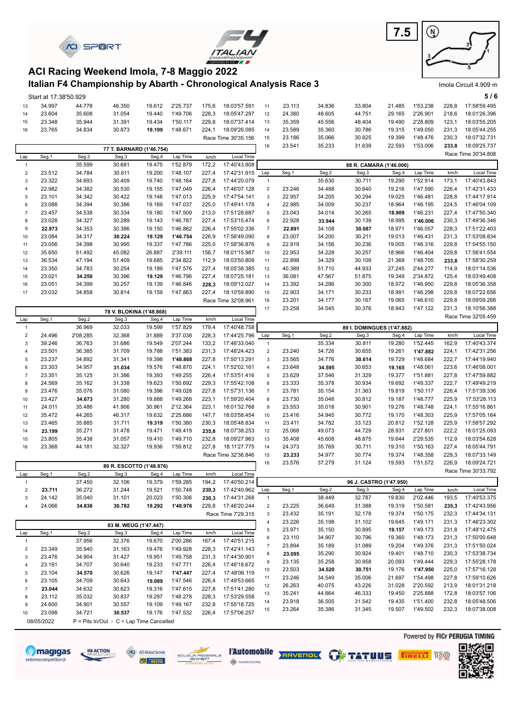# ACI Racing Weekend Imola, 7-8 Maggio 2022

## Italian F4 Championship by Abarth - Chronological Analysis Race 3

Imola Circuit 4.909 m

Start at 17:38'50.929

| Lap | Seg.1 | Seg.2 | Seg.3 | Seg.4 | Lap Time | km/h | Local Time |
|---|---|---|---|---|---|---|---|
| 13 | 34.997 | 44.778 | 46.350 | 19.612 | 2'25.737 | 175,6 | 18:03'57.591 |
| 14 | 23.604 | 35.608 | 31.054 | 19.440 | 1'49.706 | 228,3 | 18:05'47.297 |
| 15 | 23.348 | 35.944 | 31.391 | 19.434 | 1'50.117 | 229,8 | 18:07'37.414 |
| 16 | 23.765 | 34.834 | 30.873 | **19.199** | 1'48.671 | 224,1 | 18:09'26.085 |

Race Time 30'35.156

### 77 T. BARNARD (1'46.754)

| Lap | Seg.1 | Seg.2 | Seg.3 | Seg.4 | Lap Time | km/h | Local Time |
|---|---|---|---|---|---|---|---|
| 1 | | 35.599 | 30.681 | 19.475 | 1'52.879 | 172,2 | 17:40'43.808 |
| 2 | 23.512 | 34.784 | 30.611 | 19.200 | 1'48.107 | 227,4 | 17:42'31.915 |
| 3 | 23.322 | 34.693 | 30.409 | 19.740 | 1'48.164 | 227,8 | 17:44'20.079 |
| 4 | 22.982 | 34.382 | 30.530 | 19.155 | 1'47.049 | 226,4 | 17:46'07.128 |
| 5 | 23.101 | 34.342 | 30.422 | 19.148 | 1'47.013 | 225,9 | 17:47'54.141 |
| 6 | 23.088 | 34.394 | 30.386 | 19.169 | 1'47.037 | 225,0 | 17:49'41.178 |
| 7 | 23.457 | 34.538 | 30.334 | 19.180 | 1'47.509 | 213,0 | 17:51'28.687 |
| 8 | 23.028 | 34.327 | 30.289 | 19.143 | 1'46.787 | 227,4 | 17:53'15.474 |
| 9 | **22.973** | 34.353 | 30.386 | 19.150 | 1'46.862 | 226,4 | 17:55'02.336 |
| 10 | 23.084 | 34.317 | **30.224** | **19.129** | **1'46.754** | 226,9 | 17:56'49.090 |
| 11 | 23.056 | 34.398 | 30.995 | 19.337 | 1'47.786 | 225,0 | 17:58'36.876 |
| 12 | 35.650 | 51.492 | 45.082 | 26.887 | 2'39.111 | 156,7 | 18:01'15.987 |
| 13 | 36.534 | 47.194 | 51.409 | 19.685 | 2'34.822 | 112,9 | 18:03'50.809 |
| 14 | 23.350 | 34.783 | 30.254 | 19.189 | 1'47.576 | 227,4 | 18:05'38.385 |
| 15 | 23.021 | **34.250** | 30.396 | **19.129** | 1'46.796 | 227,4 | 18:07'25.181 |
| 16 | 23.051 | 34.399 | 30.257 | 19.139 | 1'46.846 | **228,3** | 18:09'12.027 |
| 17 | 23.032 | 34.858 | 30.814 | 19.159 | 1'47.863 | 227,4 | 18:10'59.890 |

Race Time 32'08.961

### 78 V. BLOKINA (1'48.868)

| Lap | Seg.1 | Seg.2 | Seg.3 | Seg.4 | Lap Time | km/h | Local Time |
|---|---|---|---|---|---|---|---|
| 1 | | 36.969 | 32.033 | 19.599 | 1'57.829 | 179,4 | 17:40'48.758 |
| 2 | 24.496 | 2'08.285 | 32.368 | 31.889 | 3'37.038 | 228,3 | 17:44'25.796 |
| 3 | 39.246 | 36.763 | 31.686 | 19.549 | 2'07.244 | 133,2 | 17:46'33.040 |
| 4 | 23.501 | 36.385 | 31.709 | 19.788 | 1'51.383 | 231,3 | 17:48'24.423 |
| 5 | 23.237 | 34.892 | 31.341 | 19.398 | **1'48.868** | 224,1 | 17:50'13.291 |
| 6 | 23.303 | 34.957 | **31.034** | 19.576 | 1'48.870 | 224,1 | 17:52'02.161 |
| 7 | 23.351 | 35.125 | 31.386 | 19.393 | 1'49.255 | 226,4 | 17:53'51.416 |
| 8 | 24.569 | 35.162 | 31.338 | 19.623 | 1'50.692 | 229,3 | 17:55'42.108 |
| 9 | 23.476 | 35.076 | 31.080 | 19.396 | 1'49.028 | 227,8 | 17:57'31.136 |
| 10 | 23.427 | **34.673** | 31.280 | 19.888 | 1'49.268 | 223,1 | 17:59'20.404 |
| 11 | 24.011 | 35.486 | 41.906 | 30.961 | 2'12.364 | 223,1 | 18:01'32.768 |
| 12 | 35.472 | 44.265 | 46.317 | 19.632 | 2'25.686 | 147,7 | 18:03'58.454 |
| 13 | 23.465 | 35.885 | 31.711 | **19.319** | 1'50.380 | 230,3 | 18:05'48.834 |
| 14 | **23.199** | 35.271 | 31.478 | 19.471 | 1'49.419 | **235,8** | 18:07'38.253 |
| 15 | 23.805 | 35.438 | 31.057 | 19.410 | 1'49.710 | 232,8 | 18:09'27.963 |
| 16 | 23.368 | 44.181 | 32.327 | 19.936 | 1'59.812 | 227,8 | 18:11'27.775 |

Race Time 32'36.846

### 80 R. ESCOTTO (1'48.976)

| Lap | Seg.1 | Seg.2 | Seg.3 | Seg.4 | Lap Time | km/h | Local Time |
|---|---|---|---|---|---|---|---|
| 1 | | 37.450 | 32.106 | 19.379 | 1'59.285 | 194,2 | 17:40'50.214 |
| 2 | **23.711** | 36.272 | 31.244 | 19.521 | 1'50.748 | **230,3** | 17:42'40.962 |
| 3 | 24.142 | 35.040 | 31.101 | 20.023 | 1'50.306 | **230,3** | 17:44'31.268 |
| 4 | 24.066 | **34.836** | **30.782** | **19.292** | **1'48.976** | 229,8 | 17:46'20.244 |

Race Time 7'29.315

### 83 M. WEUG (1'47.447)

| Lap | Seg.1 | Seg.2 | Seg.3 | Seg.4 | Lap Time | km/h | Local Time |
|---|---|---|---|---|---|---|---|
| 1 | | 37.956 | 32.376 | 19.670 | 2'00.286 | 167,4 | 17:40'51.215 |
| 2 | 23.349 | 35.940 | 31.163 | 19.476 | 1'49.928 | 228,3 | 17:42'41.143 |
| 3 | 23.476 | 34.904 | 31.427 | 19.951 | 1'49.758 | 231,3 | 17:44'30.901 |
| 4 | 23.191 | 34.707 | 30.640 | 19.233 | 1'47.771 | 226,4 | 17:46'18.672 |
| 5 | 23.104 | **34.570** | 30.626 | 19.147 | **1'47.447** | 227,4 | 17:48'06.119 |
| 6 | 23.105 | 34.709 | 30.643 | **19.089** | 1'47.546 | 226,4 | 17:49'53.665 |
| 7 | **23.044** | 34.632 | 30.623 | 19.316 | 1'47.615 | 227,8 | 17:51'41.280 |
| 8 | 23.112 | 35.032 | 30.837 | 19.297 | 1'48.278 | 228,3 | 17:53'29.558 |
| 9 | 24.600 | 34.901 | 30.557 | 19.109 | 1'49.167 | 232,8 | 17:55'18.725 |
| 10 | 23.098 | 34.721 | **30.537** | 19.176 | 1'47.532 | 226,4 | 17:57'06.257 |

| Lap | Seg.1 | Seg.2 | Seg.3 | Seg.4 | Lap Time | km/h | Local Time |
|---|---|---|---|---|---|---|---|
| 11 | 23.113 | 34.836 | 33.804 | 21.485 | 1'53.238 | 228,8 | 17:58'59.495 |
| 12 | 24.380 | 48.605 | 44.751 | 29.165 | 2'26.901 | 218,6 | 18:01'26.396 |
| 13 | 35.359 | 45.556 | 48.404 | 19.490 | 2'28.809 | 123,1 | 18:03'55.205 |
| 14 | 23.589 | 35.360 | 30.786 | 19.315 | 1'49.050 | 231,3 | 18:05'44.255 |
| 15 | 23.186 | 35.066 | 30.825 | 19.399 | 1'48.476 | 230,3 | 18:07'32.731 |
| 16 | 23.541 | 35.233 | 31.639 | 22.593 | 1'53.006 | **233,8** | 18:09'25.737 |

Race Time 30'34.808

### 88 R. CAMARA (1'46.006)

| Lap | Seg.1 | Seg.2 | Seg.3 | Seg.4 | Lap Time | km/h | Local Time |
|---|---|---|---|---|---|---|---|
| 1 | | 35.630 | 30.711 | 19.290 | 1'52.914 | 173,1 | 17:40'43.843 |
| 2 | 23.246 | 34.488 | 30.640 | 19.216 | 1'47.590 | 226,4 | 17:42'31.433 |
| 3 | 22.957 | 34.205 | 30.294 | 19.025 | 1'46.481 | 228,8 | 17:44'17.914 |
| 4 | 22.985 | 34.009 | 30.237 | 18.964 | 1'46.195 | 224,5 | 17:46'04.109 |
| 5 | 23.043 | 34.014 | 30.265 | **18.909** | 1'46.231 | 227,4 | 17:47'50.340 |
| 6 | 22.928 | **33.944** | 30.139 | 18.995 | **1'46.006** | 230,3 | 17:49'36.346 |
| 7 | **22.891** | 34.108 | **30.087** | 18.971 | 1'46.057 | 228,3 | 17:51'22.403 |
| 8 | 23.007 | 34.200 | 30.211 | 19.013 | 1'46.431 | 231,3 | 17:53'08.834 |
| 9 | 22.919 | 34.156 | 30.236 | 19.005 | 1'46.316 | 229,8 | 17:54'55.150 |
| 10 | 22.953 | 34.228 | 30.257 | 18.966 | 1'46.404 | 229,8 | 17:56'41.554 |
| 11 | 22.898 | 34.329 | 30.109 | 21.369 | 1'48.705 | **233,8** | 17:58'30.259 |
| 12 | 40.389 | 51.710 | 44.933 | 27.245 | 2'44.277 | 114,9 | 18:01'14.536 |
| 13 | 36.081 | 47.567 | 51.875 | 19.349 | 2'34.872 | 125,4 | 18:03'49.408 |
| 14 | 23.392 | 34.286 | 30.300 | 18.972 | 1'46.950 | 229,8 | 18:05'36.358 |
| 15 | 22.903 | 34.171 | 30.233 | 18.991 | 1'46.298 | 229,8 | 18:07'22.656 |
| 16 | 23.201 | 34.177 | 30.167 | 19.065 | 1'46.610 | 229,8 | 18:09'09.266 |
| 17 | 23.258 | 34.545 | 30.376 | 18.943 | 1'47.122 | 231,3 | 18:10'56.388 |

Race Time 32'05.459

### 89 I. DOMINGUES (1'47.882)

| Lap | Seg.1 | Seg.2 | Seg.3 | Seg.4 | Lap Time | km/h | Local Time |
|---|---|---|---|---|---|---|---|
| 1 | | 35.334 | 30.811 | 19.280 | 1'52.445 | 162,9 | 17:40'43.374 |
| 2 | 23.240 | 34.726 | 30.655 | 19.261 | **1'47.882** | 224,1 | 17:42'31.256 |
| 3 | 23.565 | 34.776 | **30.614** | 19.729 | 1'48.684 | 222,7 | 17:44'19.940 |
| 4 | 23.648 | **34.595** | 30.653 | **19.165** | 1'48.061 | 223,6 | 17:46'08.001 |
| 5 | 23.629 | 37.546 | 31.329 | 19.377 | 1'51.881 | 227,8 | 17:47'59.882 |
| 6 | 23.333 | 35.378 | 30.934 | 19.692 | 1'49.337 | 222,7 | 17:49'49.219 |
| 7 | 23.781 | 35.154 | 31.363 | 19.819 | 1'50.117 | 226,4 | 17:51'39.336 |
| 8 | 23.730 | 35.048 | 30.812 | 19.187 | 1'48.777 | 225,9 | 17:53'28.113 |
| 9 | 23.553 | 35.018 | 30.901 | 19.276 | 1'48.748 | 224,1 | 17:55'16.861 |
| 10 | 23.416 | 34.945 | 30.772 | 19.170 | 1'48.303 | 225,9 | 17:57'05.164 |
| 11 | 23.411 | 34.782 | 33.123 | 20.812 | 1'52.128 | 225,9 | 17:58'57.292 |
| 12 | 25.068 | 49.073 | 44.729 | 28.931 | 2'27.801 | 222,2 | 18:01'25.093 |
| 13 | 35.408 | 45.608 | 48.875 | 19.644 | 2'29.535 | 112,9 | 18:03'54.628 |
| 14 | 24.373 | 35.769 | 30.711 | 19.310 | 1'50.163 | 227,4 | 18:05'44.791 |
| 15 | **23.233** | 34.977 | 30.774 | 19.374 | 1'48.358 | 229,3 | 18:07'33.149 |
| 16 | 23.576 | 37.279 | 31.124 | 19.593 | 1'51.572 | 226,9 | 18:09'24.721 |

Race Time 30'33.792

### 96 J. CASTRO (1'47.950)

| Lap | Seg.1 | Seg.2 | Seg.3 | Seg.4 | Lap Time | km/h | Local Time |
|---|---|---|---|---|---|---|---|
| 1 | | 38.449 | 32.787 | 19.830 | 2'02.446 | 193,5 | 17:40'53.375 |
| 2 | 23.225 | 36.649 | 31.388 | 19.319 | 1'50.581 | **235,3** | 17:42'43.956 |
| 3 | 23.432 | 35.191 | 32.178 | 19.374 | 1'50.175 | 232,3 | 17:44'34.131 |
| 4 | 23.226 | 35.198 | 31.102 | 19.645 | 1'49.171 | 231,3 | 17:46'23.302 |
| 5 | 23.971 | 35.150 | 30.895 | **19.157** | 1'49.173 | 231,8 | 17:48'12.475 |
| 6 | 23.110 | 34.907 | 30.796 | 19.360 | 1'48.173 | 231,3 | 17:50'00.648 |
| 7 | 23.894 | 35.189 | 31.089 | 19.204 | 1'49.376 | 231,3 | 17:51'50.024 |
| 8 | **23.095** | 35.290 | 30.924 | 19.401 | 1'48.710 | 230,3 | 17:53'38.734 |
| 9 | 23.135 | 35.258 | 30.958 | 20.093 | 1'49.444 | 229,3 | 17:55'28.178 |
| 10 | 23.503 | **34.520** | **30.751** | 19.176 | **1'47.950** | 225,0 | 17:57'16.128 |
| 11 | 23.246 | 34.549 | 35.006 | 21.697 | 1'54.498 | 227,8 | 17:59'10.626 |
| 12 | 26.263 | 40.075 | 43.226 | 31.028 | 2'20.592 | 213,9 | 18:01'31.218 |
| 13 | 35.241 | 44.864 | 46.333 | 19.450 | 2'25.888 | 172,8 | 18:03'57.106 |
| 14 | 23.918 | 36.505 | 31.542 | 19.435 | 1'51.400 | 232,8 | 18:05'48.506 |
| 15 | **23.044** | 35.386 | 31.345 | 19.507 | 1'49.502 | 232,3 | 18:07'38.008 |

08/05/2022

P = Pits In/Out - C = Lap Time Cancelled

Powered by FICr PERUGIA TIMING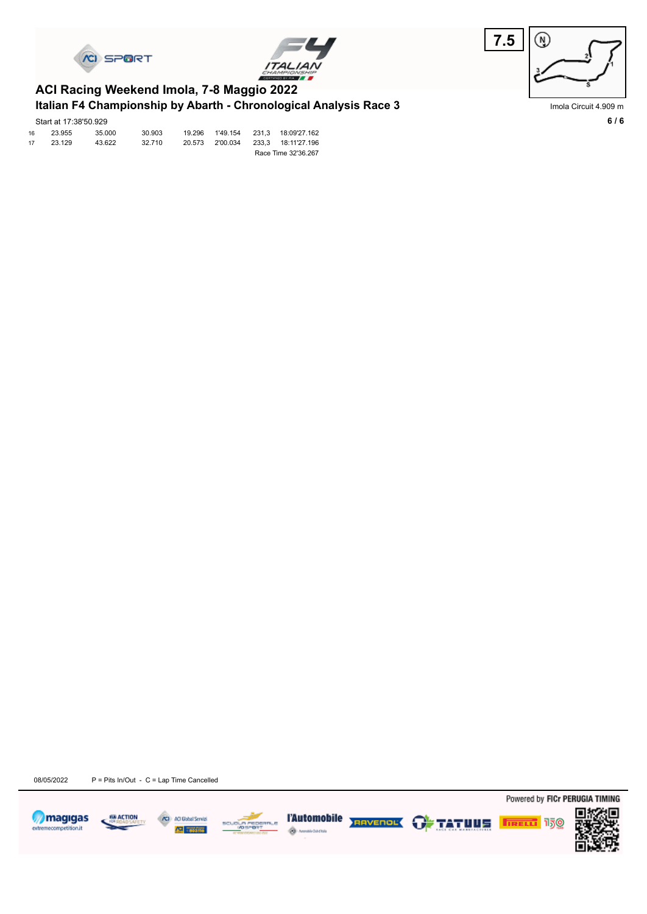## ACI Racing Weekend Imola, 7-8 Maggio 2022

### Italian F4 Championship by Abarth - Chronological Analysis Race 3

7.5

Imola Circuit 4.909 m

Start at 17:38'50.929

| | | | | | | | |
|---|---|---|---|---|---|---|---|
| 16 | 23.955 | 35.000 | 30.903 | 19.296 | 1'49.154 | 231,3 | 18:09'27.162 |
| 17 | 23.129 | 43.622 | 32.710 | 20.573 | 2'00.034 | 233,3 | 18:11'27.196 |

Race Time 32'36.267

08/05/2022 P = Pits In/Out - C = Lap Time Cancelled

Powered by FICr PERUGIA TIMING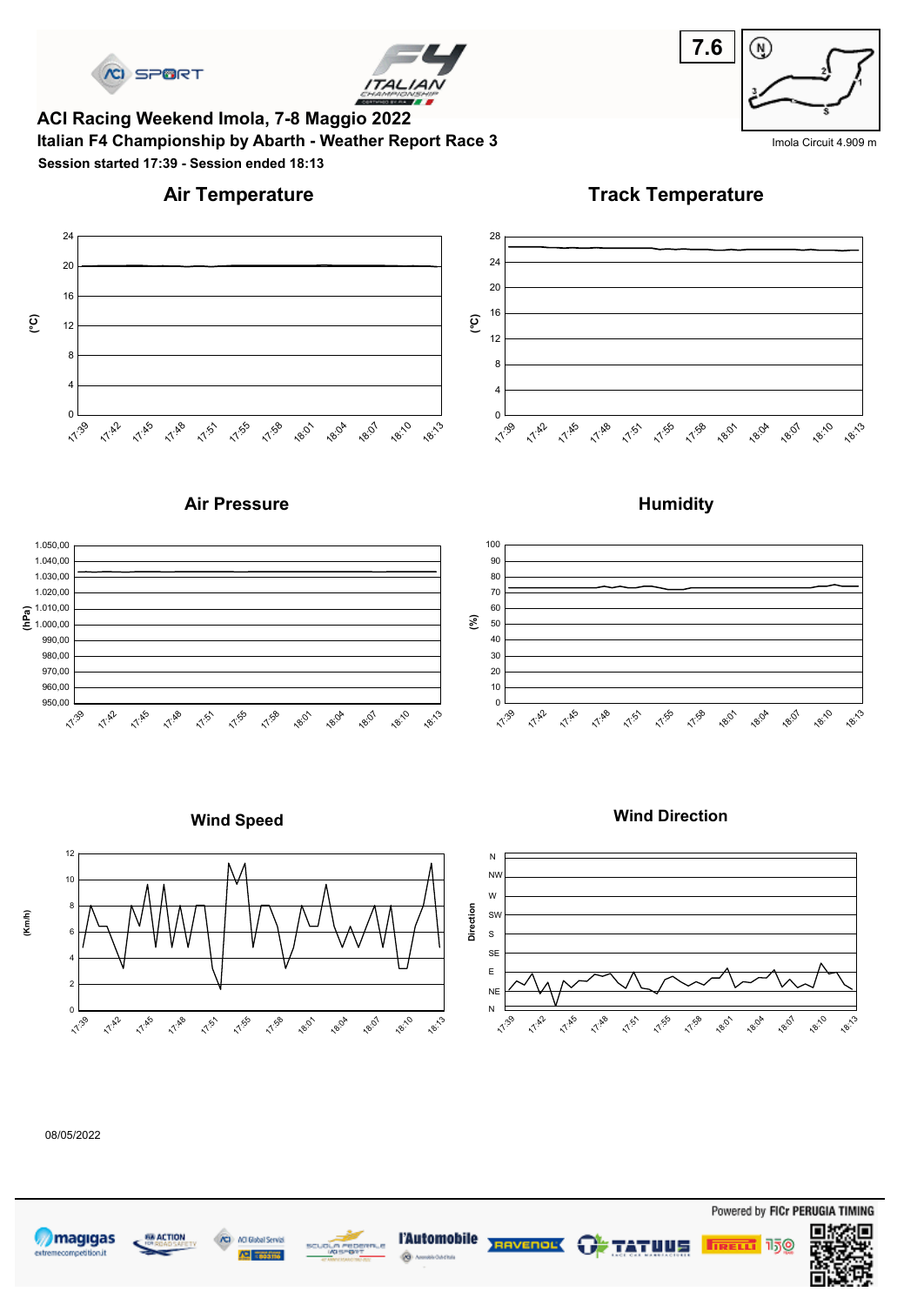# ACI Racing Weekend Imola, 7-8 Maggio 2022

## Italian F4 Championship by Abarth - Weather Report Race 3

**Session started 17:39 - Session ended 18:13**

7.6

Imola Circuit 4.909 m

### Air Temperature

### Track Temperature

### Air Pressure

### Humidity

### Wind Speed

### Wind Direction

08/05/2022

Powered by FICr PERUGIA TIMING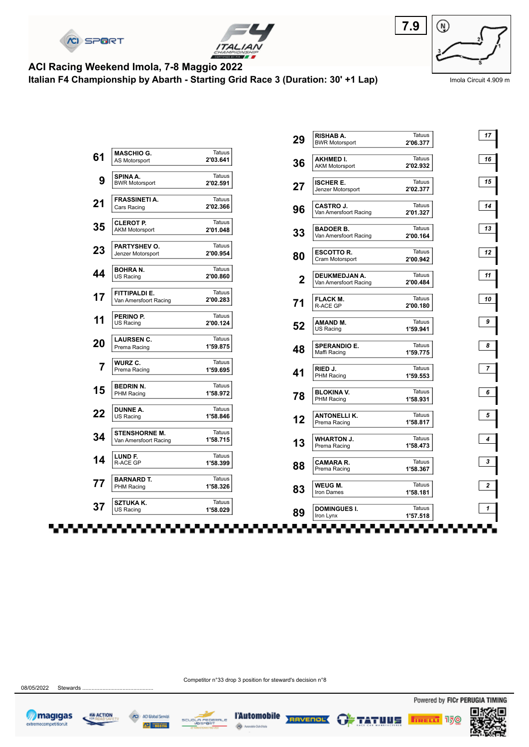7.9

# ACI Racing Weekend Imola, 7-8 Maggio 2022

## Italian F4 Championship by Abarth - Starting Grid Race 3 (Duration: 30' +1 Lap)

Imola Circuit 4.909 m

| Pos | No. | Driver | Team | Car | Time |
|---|---|---|---|---|---|
| 1 | 89 | DOMINGUES I. | Iron Lynx | Tatuus | 1'57.518 |
| 2 | 37 | SZTUKA K. | US Racing | Tatuus | 1'58.029 |
| 3 | 83 | WEUG M. | Iron Dames | Tatuus | 1'58.181 |
| 4 | 77 | BARNARD T. | PHM Racing | Tatuus | 1'58.326 |
| 5 | 88 | CAMARA R. | Prema Racing | Tatuus | 1'58.367 |
| 6 | 14 | LUND F. | R-ACE GP | Tatuus | 1'58.399 |
| 7 | 13 | WHARTON J. | Prema Racing | Tatuus | 1'58.473 |
| 8 | 34 | STENSHORNE M. | Van Amersfoort Racing | Tatuus | 1'58.715 |
| 9 | 12 | ANTONELLI K. | Prema Racing | Tatuus | 1'58.817 |
| 10 | 22 | DUNNE A. | US Racing | Tatuus | 1'58.846 |
| 11 | 78 | BLOKINA V. | PHM Racing | Tatuus | 1'58.931 |
| 12 | 15 | BEDRIN N. | PHM Racing | Tatuus | 1'58.972 |
| 13 | 41 | RIED J. | PHM Racing | Tatuus | 1'59.553 |
| 14 | 7 | WURZ C. | Prema Racing | Tatuus | 1'59.695 |
| 15 | 48 | SPERANDIO E. | Maffi Racing | Tatuus | 1'59.775 |
| 16 | 20 | LAURSEN C. | Prema Racing | Tatuus | 1'59.875 |
| 17 | 52 | AMAND M. | US Racing | Tatuus | 1'59.941 |
| 18 | 11 | PERINO P. | US Racing | Tatuus | 2'00.124 |
| 19 | 71 | FLACK M. | R-ACE GP | Tatuus | 2'00.180 |
| 20 | 17 | FITTIPALDI E. | Van Amersfoort Racing | Tatuus | 2'00.283 |
| 21 | 2 | DEUKMEDJAN A. | Van Amersfoort Racing | Tatuus | 2'00.484 |
| 22 | 44 | BOHRA N. | US Racing | Tatuus | 2'00.860 |
| 23 | 80 | ESCOTTO R. | Cram Motorsport | Tatuus | 2'00.942 |
| 24 | 23 | PARTYSHEV O. | Jenzer Motorsport | Tatuus | 2'00.954 |
| 25 | 33 | BADOER B. | Van Amersfoort Racing | Tatuus | 2'00.164 |
| 26 | 35 | CLEROT P. | AKM Motorsport | Tatuus | 2'01.048 |
| 27 | 96 | CASTRO J. | Van Amersfoort Racing | Tatuus | 2'01.327 |
| 28 | 21 | FRASSINETI A. | Cars Racing | Tatuus | 2'02.366 |
| 29 | 27 | ISCHER E. | Jenzer Motorsport | Tatuus | 2'02.377 |
| 30 | 9 | SPINA A. | BWR Motorsport | Tatuus | 2'02.591 |
| 31 | 36 | AKHMED I. | AKM Motorsport | Tatuus | 2'02.932 |
| 32 | 61 | MASCHIO G. | AS Motorsport | Tatuus | 2'03.641 |
| 33 | 29 | RISHAB A. | BWR Motorsport | Tatuus | 2'06.377 |

Competitor n°33 drop 3 position for steward's decision n°8

08/05/2022 Stewards ...............................................

Powered by FICr PERUGIA TIMING